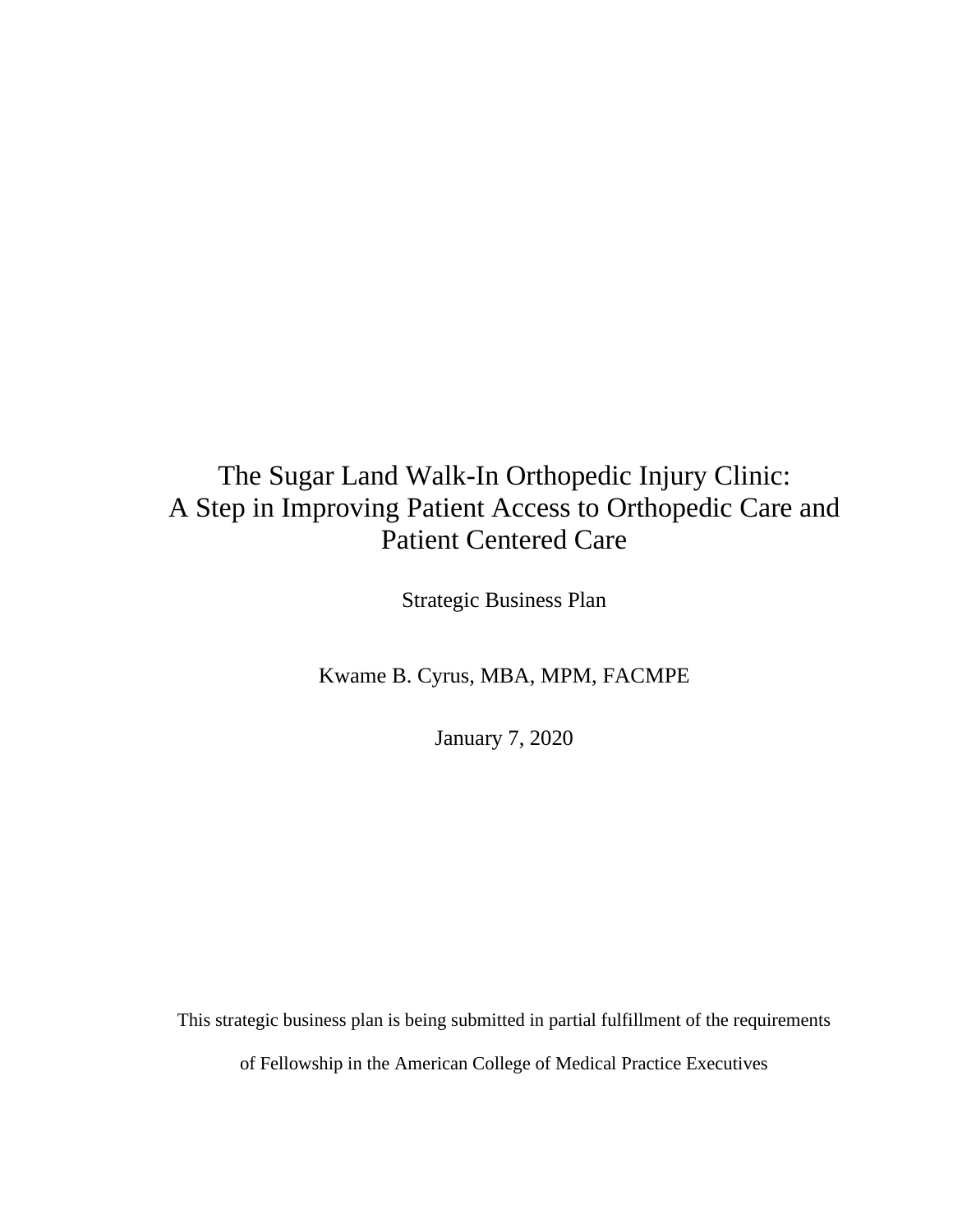# The Sugar Land Walk-In Orthopedic Injury Clinic: A Step in Improving Patient Access to Orthopedic Care and Patient Centered Care

Strategic Business Plan

Kwame B. Cyrus, MBA, MPM, FACMPE

January 7, 2020

This strategic business plan is being submitted in partial fulfillment of the requirements of Fellowship in the American College of Medical Practice Executives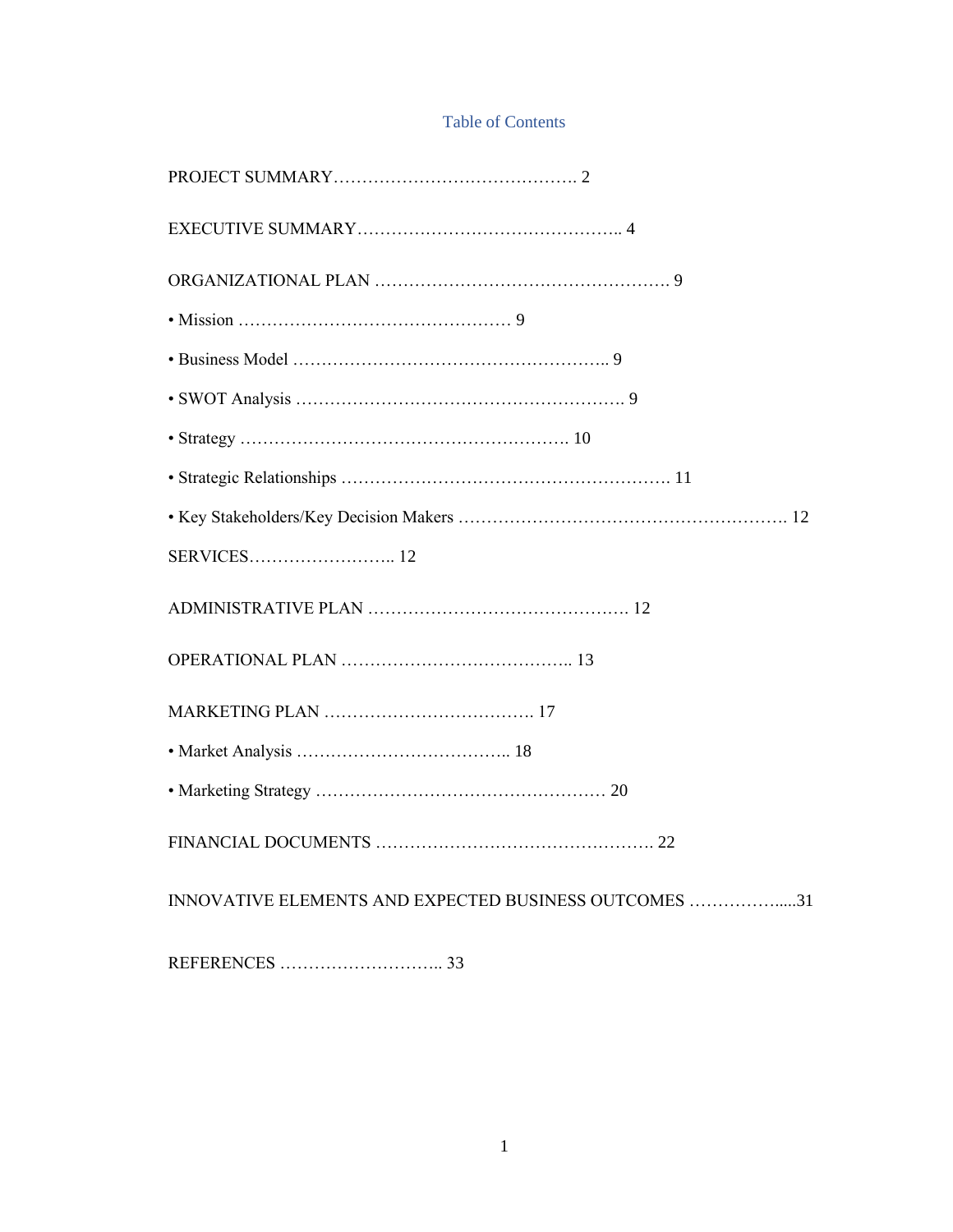# Table of Contents

PROJECT SUMMARY……………………………………. 2

EXECUTIVE SUMMARY……………………………………….. 4

ORGANIZATIONAL PLAN ……………………………………………. 9

• Mission ………………………………………… 9

• Business Model ……………………………………………….. 9

• SWOT Analysis …………………………………………………. 9

• Strategy ………………………………………………. 10

• Strategic Relationships …………………………………………………. 11

• Key Stakeholders/Key Decision Makers …………………………………………………. 12

SERVICES…………………….. 12

ADMINISTRATIVE PLAN ………………………………………. 12

OPERATIONAL PLAN ………………………………….. 13

MARKETING PLAN ………………………………. 17

• Market Analysis ……………………………….. 18

• Marketing Strategy …………………………………………… 20

FINANCIAL DOCUMENTS …………………………………………. 22

INNOVATIVE ELEMENTS AND EXPECTED BUSINESS OUTCOMES …………….....31

REFERENCES ……………………….. 33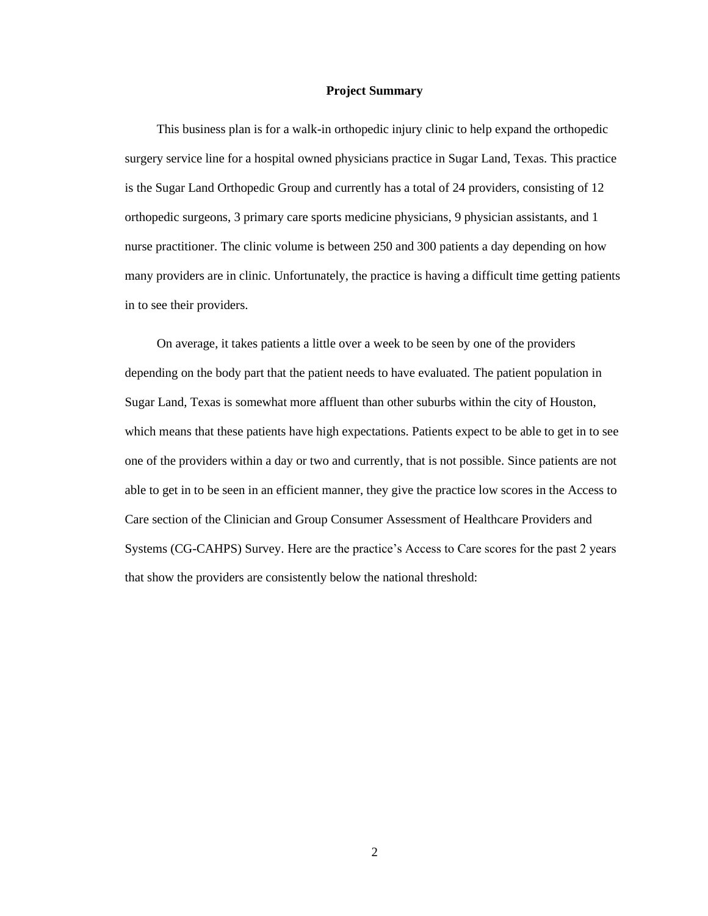## Project Summary

This business plan is for a walk-in orthopedic injury clinic to help expand the orthopedic surgery service line for a hospital owned physicians practice in Sugar Land, Texas. This practice is the Sugar Land Orthopedic Group and currently has a total of 24 providers, consisting of 12 orthopedic surgeons, 3 primary care sports medicine physicians, 9 physician assistants, and 1 nurse practitioner. The clinic volume is between 250 and 300 patients a day depending on how many providers are in clinic. Unfortunately, the practice is having a difficult time getting patients in to see their providers.

On average, it takes patients a little over a week to be seen by one of the providers depending on the body part that the patient needs to have evaluated. The patient population in Sugar Land, Texas is somewhat more affluent than other suburbs within the city of Houston, which means that these patients have high expectations. Patients expect to be able to get in to see one of the providers within a day or two and currently, that is not possible. Since patients are not able to get in to be seen in an efficient manner, they give the practice low scores in the Access to Care section of the Clinician and Group Consumer Assessment of Healthcare Providers and Systems (CG-CAHPS) Survey. Here are the practice's Access to Care scores for the past 2 years that show the providers are consistently below the national threshold: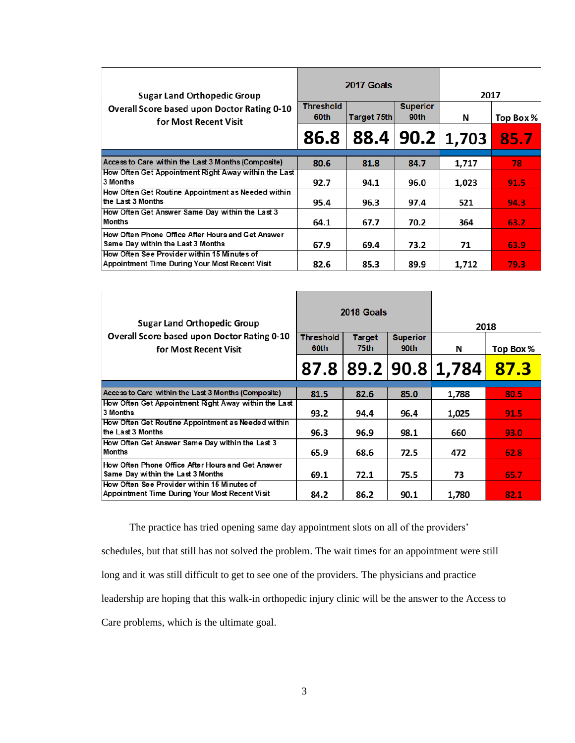| Sugar Land Orthopedic Group Overall Score based upon Doctor Rating 0-10 for Most Recent Visit | 2017 Goals | | | 2017 | |
|---|---|---|---|---|---|
| | Threshold 60th | Target 75th | Superior 90th | N | Top Box % |
| | 86.8 | 88.4 | 90.2 | 1,703 | 85.7 |
| Access to Care within the Last 3 Months (Composite) | 80.6 | 81.8 | 84.7 | 1,717 | 78 |
| How Often Get Appointment Right Away within the Last 3 Months | 92.7 | 94.1 | 96.0 | 1,023 | 91.5 |
| How Often Get Routine Appointment as Needed within the Last 3 Months | 95.4 | 96.3 | 97.4 | 521 | 94.3 |
| How Often Get Answer Same Day within the Last 3 Months | 64.1 | 67.7 | 70.2 | 364 | 63.2 |
| How Often Phone Office After Hours and Get Answer Same Day within the Last 3 Months | 67.9 | 69.4 | 73.2 | 71 | 63.9 |
| How Often See Provider within 15 Minutes of Appointment Time During Your Most Recent Visit | 82.6 | 85.3 | 89.9 | 1,712 | 79.3 |

| Sugar Land Orthopedic Group Overall Score based upon Doctor Rating 0-10 for Most Recent Visit | 2018 Goals | | | 2018 | |
|---|---|---|---|---|---|
| | Threshold 60th | Target 75th | Superior 90th | N | Top Box % |
| | 87.8 | 89.2 | 90.8 | 1,784 | 87.3 |
| Access to Care within the Last 3 Months (Composite) | 81.5 | 82.6 | 85.0 | 1,788 | 80.5 |
| How Often Get Appointment Right Away within the Last 3 Months | 93.2 | 94.4 | 96.4 | 1,025 | 91.5 |
| How Often Get Routine Appointment as Needed within the Last 3 Months | 96.3 | 96.9 | 98.1 | 660 | 93.0 |
| How Often Get Answer Same Day within the Last 3 Months | 65.9 | 68.6 | 72.5 | 472 | 62.8 |
| How Often Phone Office After Hours and Get Answer Same Day within the Last 3 Months | 69.1 | 72.1 | 75.5 | 73 | 65.7 |
| How Often See Provider within 15 Minutes of Appointment Time During Your Most Recent Visit | 84.2 | 86.2 | 90.1 | 1,780 | 82.1 |

The practice has tried opening same day appointment slots on all of the providers' schedules, but that still has not solved the problem. The wait times for an appointment were still long and it was still difficult to get to see one of the providers. The physicians and practice leadership are hoping that this walk-in orthopedic injury clinic will be the answer to the Access to Care problems, which is the ultimate goal.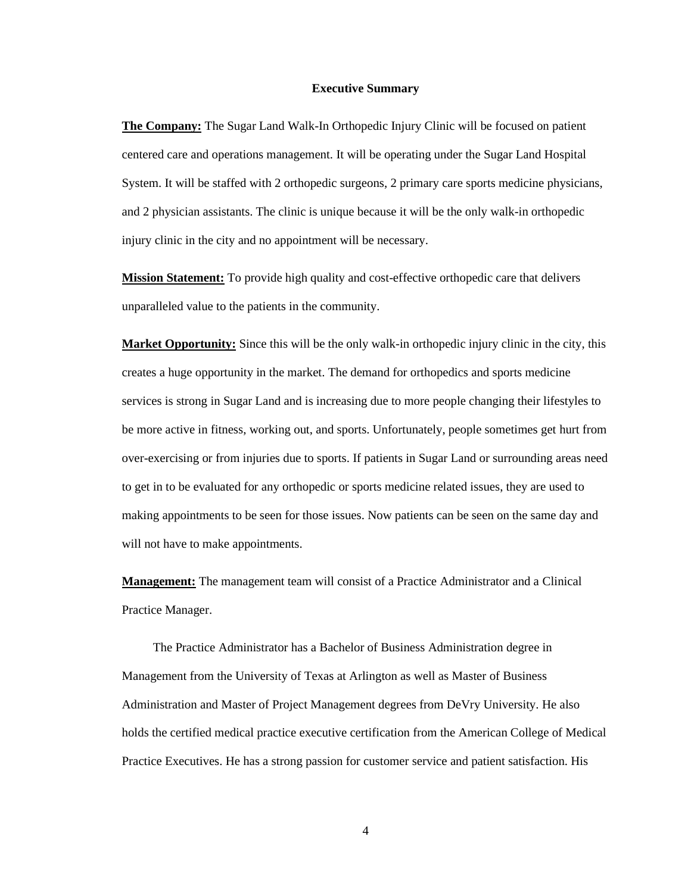## Executive Summary

**The Company:** The Sugar Land Walk-In Orthopedic Injury Clinic will be focused on patient centered care and operations management. It will be operating under the Sugar Land Hospital System. It will be staffed with 2 orthopedic surgeons, 2 primary care sports medicine physicians, and 2 physician assistants. The clinic is unique because it will be the only walk-in orthopedic injury clinic in the city and no appointment will be necessary.

**Mission Statement:** To provide high quality and cost-effective orthopedic care that delivers unparalleled value to the patients in the community.

**Market Opportunity:** Since this will be the only walk-in orthopedic injury clinic in the city, this creates a huge opportunity in the market. The demand for orthopedics and sports medicine services is strong in Sugar Land and is increasing due to more people changing their lifestyles to be more active in fitness, working out, and sports. Unfortunately, people sometimes get hurt from over-exercising or from injuries due to sports. If patients in Sugar Land or surrounding areas need to get in to be evaluated for any orthopedic or sports medicine related issues, they are used to making appointments to be seen for those issues. Now patients can be seen on the same day and will not have to make appointments.

**Management:** The management team will consist of a Practice Administrator and a Clinical Practice Manager.

The Practice Administrator has a Bachelor of Business Administration degree in Management from the University of Texas at Arlington as well as Master of Business Administration and Master of Project Management degrees from DeVry University. He also holds the certified medical practice executive certification from the American College of Medical Practice Executives. He has a strong passion for customer service and patient satisfaction. His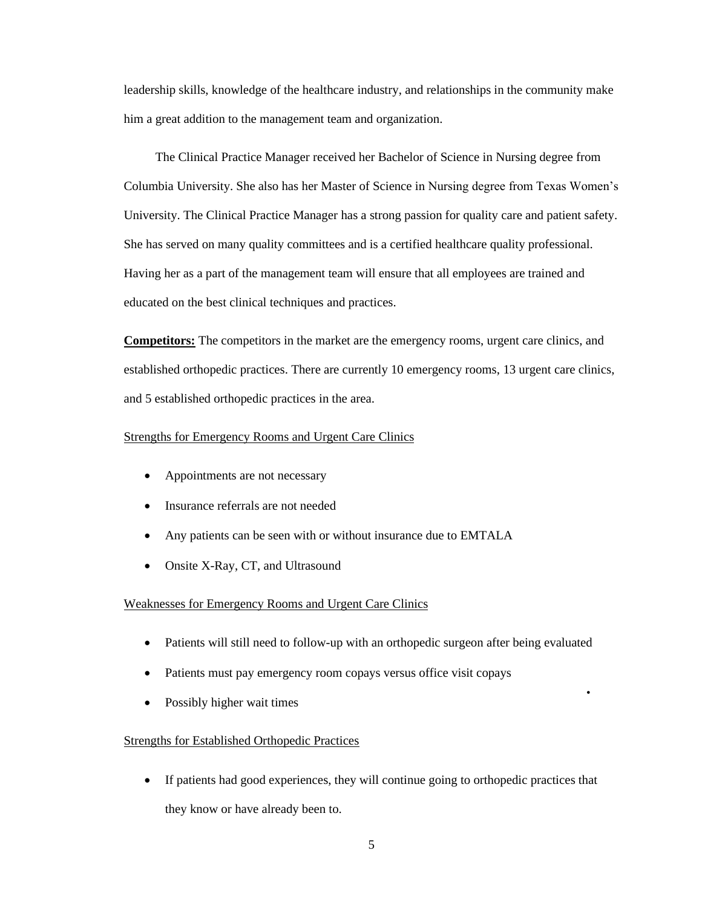leadership skills, knowledge of the healthcare industry, and relationships in the community make him a great addition to the management team and organization.

The Clinical Practice Manager received her Bachelor of Science in Nursing degree from Columbia University. She also has her Master of Science in Nursing degree from Texas Women's University. The Clinical Practice Manager has a strong passion for quality care and patient safety. She has served on many quality committees and is a certified healthcare quality professional. Having her as a part of the management team will ensure that all employees are trained and educated on the best clinical techniques and practices.

**Competitors:** The competitors in the market are the emergency rooms, urgent care clinics, and established orthopedic practices. There are currently 10 emergency rooms, 13 urgent care clinics, and 5 established orthopedic practices in the area.

Strengths for Emergency Rooms and Urgent Care Clinics

- Appointments are not necessary
- Insurance referrals are not needed
- Any patients can be seen with or without insurance due to EMTALA
- Onsite X-Ray, CT, and Ultrasound

Weaknesses for Emergency Rooms and Urgent Care Clinics

- Patients will still need to follow-up with an orthopedic surgeon after being evaluated
- Patients must pay emergency room copays versus office visit copays
- Possibly higher wait times

Strengths for Established Orthopedic Practices

- If patients had good experiences, they will continue going to orthopedic practices that they know or have already been to.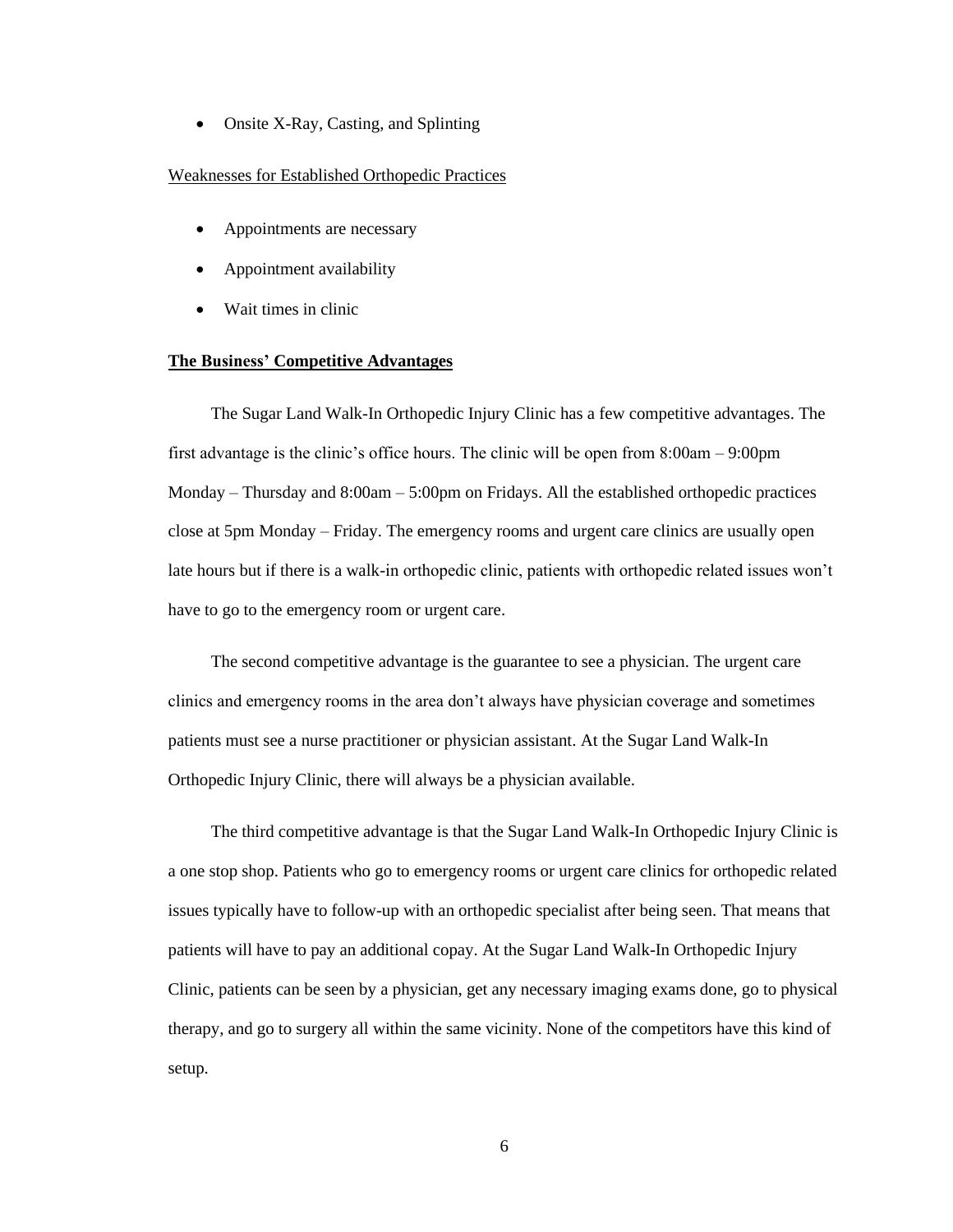- Onsite X-Ray, Casting, and Splinting

Weaknesses for Established Orthopedic Practices

- Appointments are necessary
- Appointment availability
- Wait times in clinic

**The Business' Competitive Advantages**

The Sugar Land Walk-In Orthopedic Injury Clinic has a few competitive advantages. The first advantage is the clinic's office hours. The clinic will be open from 8:00am – 9:00pm Monday – Thursday and 8:00am – 5:00pm on Fridays. All the established orthopedic practices close at 5pm Monday – Friday. The emergency rooms and urgent care clinics are usually open late hours but if there is a walk-in orthopedic clinic, patients with orthopedic related issues won't have to go to the emergency room or urgent care.

The second competitive advantage is the guarantee to see a physician. The urgent care clinics and emergency rooms in the area don't always have physician coverage and sometimes patients must see a nurse practitioner or physician assistant. At the Sugar Land Walk-In Orthopedic Injury Clinic, there will always be a physician available.

The third competitive advantage is that the Sugar Land Walk-In Orthopedic Injury Clinic is a one stop shop. Patients who go to emergency rooms or urgent care clinics for orthopedic related issues typically have to follow-up with an orthopedic specialist after being seen. That means that patients will have to pay an additional copay. At the Sugar Land Walk-In Orthopedic Injury Clinic, patients can be seen by a physician, get any necessary imaging exams done, go to physical therapy, and go to surgery all within the same vicinity. None of the competitors have this kind of setup.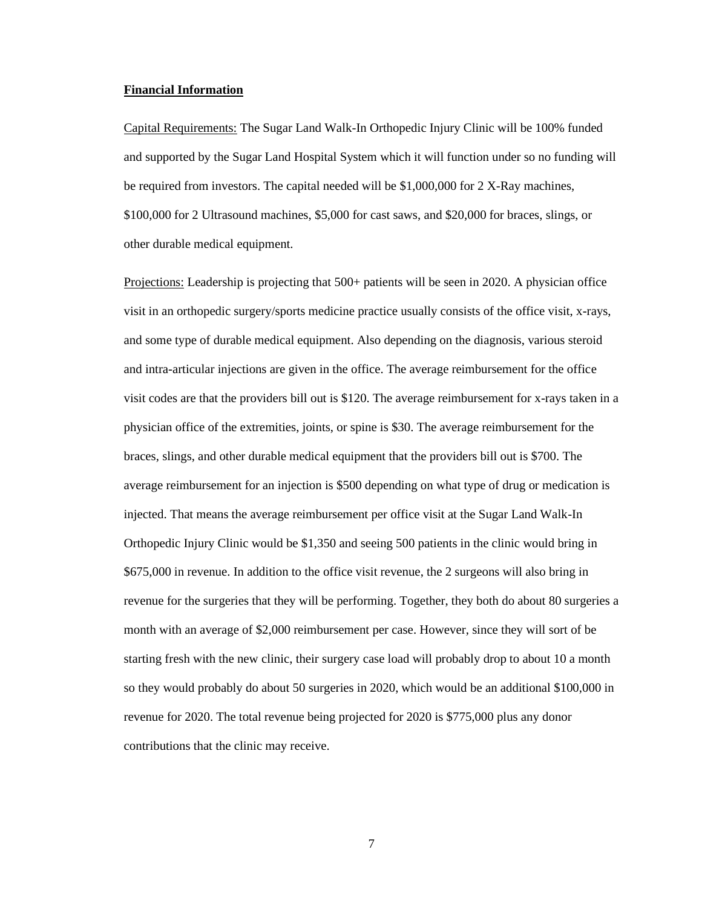**Financial Information**

Capital Requirements: The Sugar Land Walk-In Orthopedic Injury Clinic will be 100% funded and supported by the Sugar Land Hospital System which it will function under so no funding will be required from investors. The capital needed will be $1,000,000 for 2 X-Ray machines, $100,000 for 2 Ultrasound machines, $5,000 for cast saws, and $20,000 for braces, slings, or other durable medical equipment.

Projections: Leadership is projecting that 500+ patients will be seen in 2020. A physician office visit in an orthopedic surgery/sports medicine practice usually consists of the office visit, x-rays, and some type of durable medical equipment. Also depending on the diagnosis, various steroid and intra-articular injections are given in the office. The average reimbursement for the office visit codes are that the providers bill out is $120. The average reimbursement for x-rays taken in a physician office of the extremities, joints, or spine is $30. The average reimbursement for the braces, slings, and other durable medical equipment that the providers bill out is $700. The average reimbursement for an injection is $500 depending on what type of drug or medication is injected. That means the average reimbursement per office visit at the Sugar Land Walk-In Orthopedic Injury Clinic would be $1,350 and seeing 500 patients in the clinic would bring in $675,000 in revenue. In addition to the office visit revenue, the 2 surgeons will also bring in revenue for the surgeries that they will be performing. Together, they both do about 80 surgeries a month with an average of $2,000 reimbursement per case. However, since they will sort of be starting fresh with the new clinic, their surgery case load will probably drop to about 10 a month so they would probably do about 50 surgeries in 2020, which would be an additional $100,000 in revenue for 2020. The total revenue being projected for 2020 is $775,000 plus any donor contributions that the clinic may receive.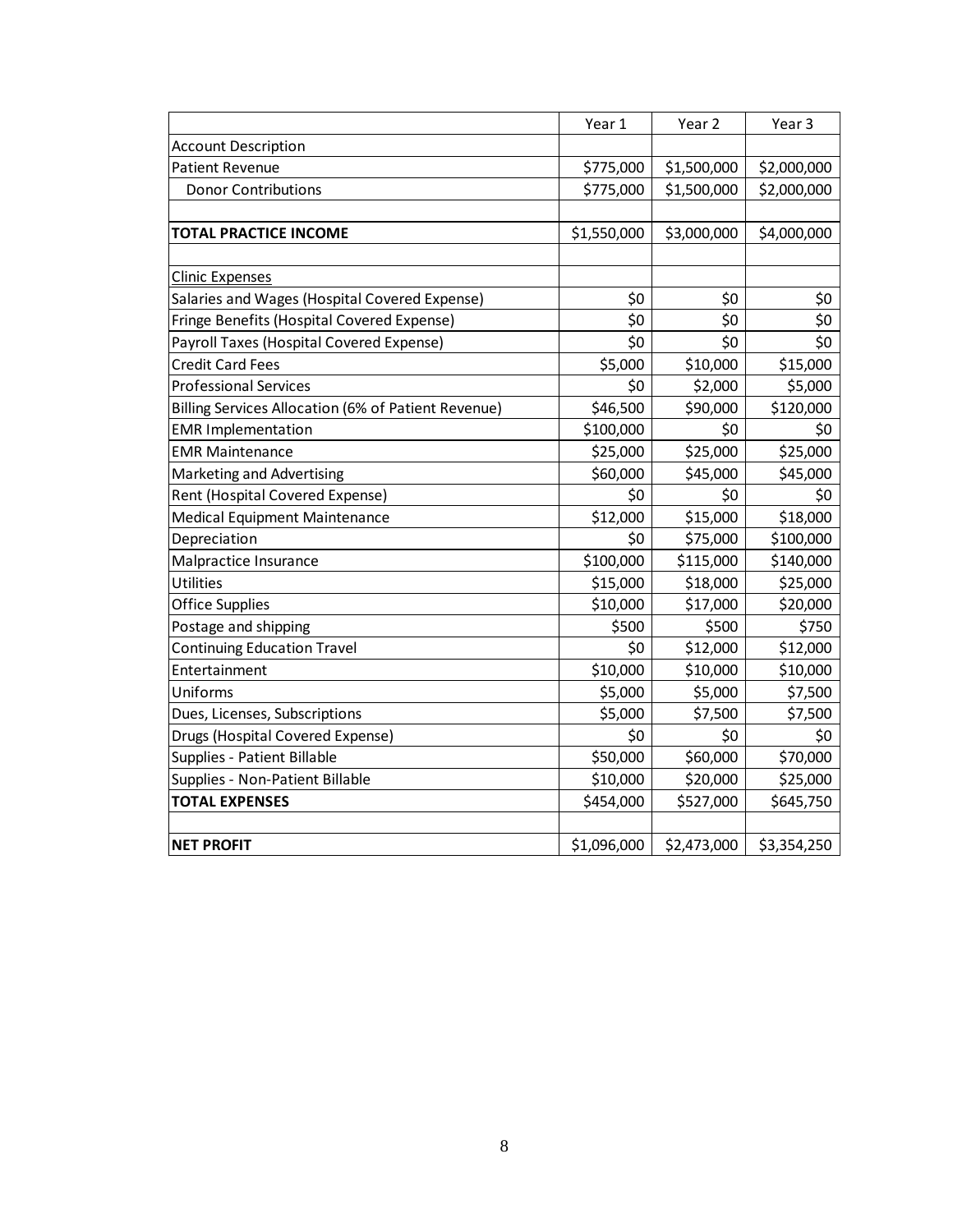| | Year 1 | Year 2 | Year 3 |
|---|---|---|---|
| Account Description | | | |
| Patient Revenue | $775,000 | $1,500,000 | $2,000,000 |
| Donor Contributions | $775,000 | $1,500,000 | $2,000,000 |
| | | | |
| **TOTAL PRACTICE INCOME** | $1,550,000 | $3,000,000 | $4,000,000 |
| | | | |
| Clinic Expenses | | | |
| Salaries and Wages (Hospital Covered Expense) | $0 | $0 | $0 |
| Fringe Benefits (Hospital Covered Expense) | $0 | $0 | $0 |
| Payroll Taxes (Hospital Covered Expense) | $0 | $0 | $0 |
| Credit Card Fees | $5,000 | $10,000 | $15,000 |
| Professional Services | $0 | $2,000 | $5,000 |
| Billing Services Allocation (6% of Patient Revenue) | $46,500 | $90,000 | $120,000 |
| EMR Implementation | $100,000 | $0 | $0 |
| EMR Maintenance | $25,000 | $25,000 | $25,000 |
| Marketing and Advertising | $60,000 | $45,000 | $45,000 |
| Rent (Hospital Covered Expense) | $0 | $0 | $0 |
| Medical Equipment Maintenance | $12,000 | $15,000 | $18,000 |
| Depreciation | $0 | $75,000 | $100,000 |
| Malpractice Insurance | $100,000 | $115,000 | $140,000 |
| Utilities | $15,000 | $18,000 | $25,000 |
| Office Supplies | $10,000 | $17,000 | $20,000 |
| Postage and shipping | $500 | $500 | $750 |
| Continuing Education Travel | $0 | $12,000 | $12,000 |
| Entertainment | $10,000 | $10,000 | $10,000 |
| Uniforms | $5,000 | $5,000 | $7,500 |
| Dues, Licenses, Subscriptions | $5,000 | $7,500 | $7,500 |
| Drugs (Hospital Covered Expense) | $0 | $0 | $0 |
| Supplies - Patient Billable | $50,000 | $60,000 | $70,000 |
| Supplies - Non-Patient Billable | $10,000 | $20,000 | $25,000 |
| **TOTAL EXPENSES** | $454,000 | $527,000 | $645,750 |
| | | | |
| **NET PROFIT** | $1,096,000 | $2,473,000 | $3,354,250 |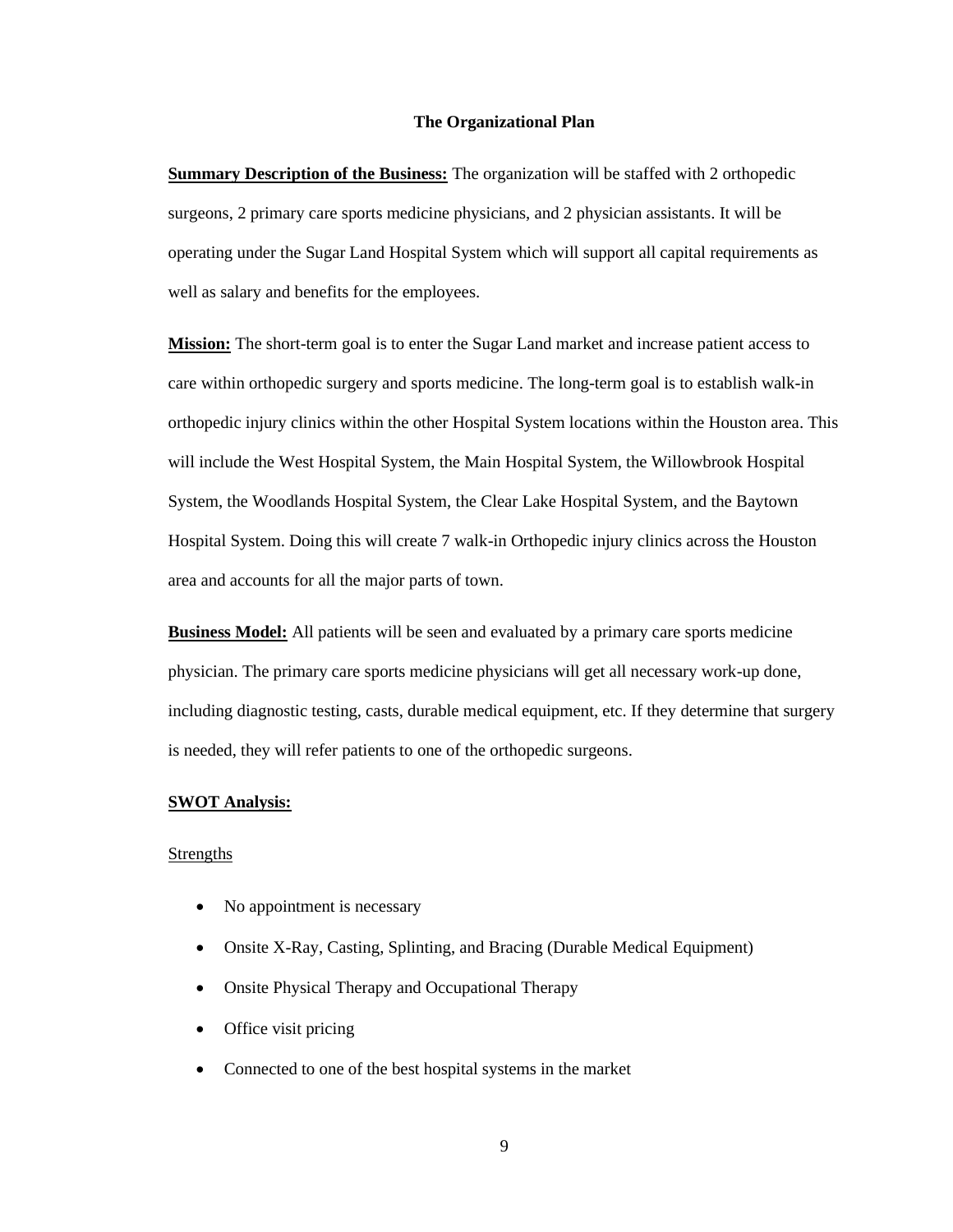## The Organizational Plan

**Summary Description of the Business:** The organization will be staffed with 2 orthopedic surgeons, 2 primary care sports medicine physicians, and 2 physician assistants. It will be operating under the Sugar Land Hospital System which will support all capital requirements as well as salary and benefits for the employees.

**Mission:** The short-term goal is to enter the Sugar Land market and increase patient access to care within orthopedic surgery and sports medicine. The long-term goal is to establish walk-in orthopedic injury clinics within the other Hospital System locations within the Houston area. This will include the West Hospital System, the Main Hospital System, the Willowbrook Hospital System, the Woodlands Hospital System, the Clear Lake Hospital System, and the Baytown Hospital System. Doing this will create 7 walk-in Orthopedic injury clinics across the Houston area and accounts for all the major parts of town.

**Business Model:** All patients will be seen and evaluated by a primary care sports medicine physician. The primary care sports medicine physicians will get all necessary work-up done, including diagnostic testing, casts, durable medical equipment, etc. If they determine that surgery is needed, they will refer patients to one of the orthopedic surgeons.

**SWOT Analysis:**

Strengths

- No appointment is necessary
- Onsite X-Ray, Casting, Splinting, and Bracing (Durable Medical Equipment)
- Onsite Physical Therapy and Occupational Therapy
- Office visit pricing
- Connected to one of the best hospital systems in the market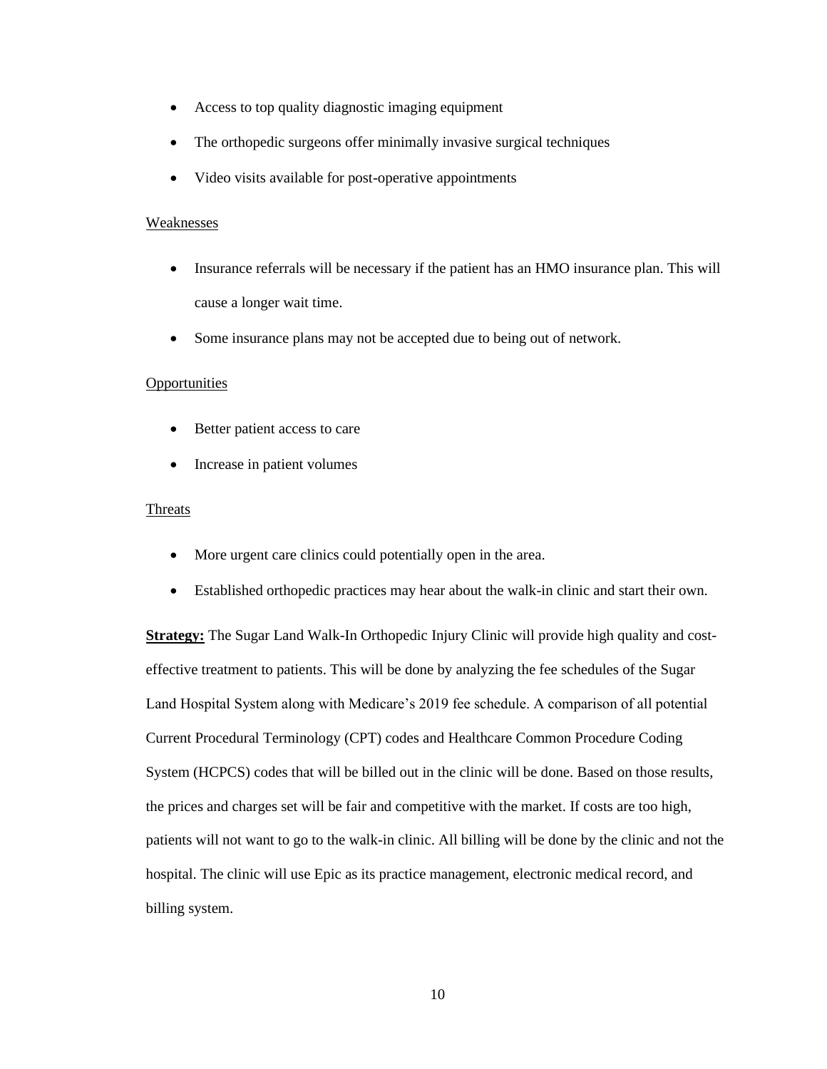- Access to top quality diagnostic imaging equipment
- The orthopedic surgeons offer minimally invasive surgical techniques
- Video visits available for post-operative appointments

Weaknesses

- Insurance referrals will be necessary if the patient has an HMO insurance plan. This will cause a longer wait time.
- Some insurance plans may not be accepted due to being out of network.

Opportunities

- Better patient access to care
- Increase in patient volumes

Threats

- More urgent care clinics could potentially open in the area.
- Established orthopedic practices may hear about the walk-in clinic and start their own.

**Strategy:** The Sugar Land Walk-In Orthopedic Injury Clinic will provide high quality and cost-effective treatment to patients. This will be done by analyzing the fee schedules of the Sugar Land Hospital System along with Medicare's 2019 fee schedule. A comparison of all potential Current Procedural Terminology (CPT) codes and Healthcare Common Procedure Coding System (HCPCS) codes that will be billed out in the clinic will be done. Based on those results, the prices and charges set will be fair and competitive with the market. If costs are too high, patients will not want to go to the walk-in clinic. All billing will be done by the clinic and not the hospital. The clinic will use Epic as its practice management, electronic medical record, and billing system.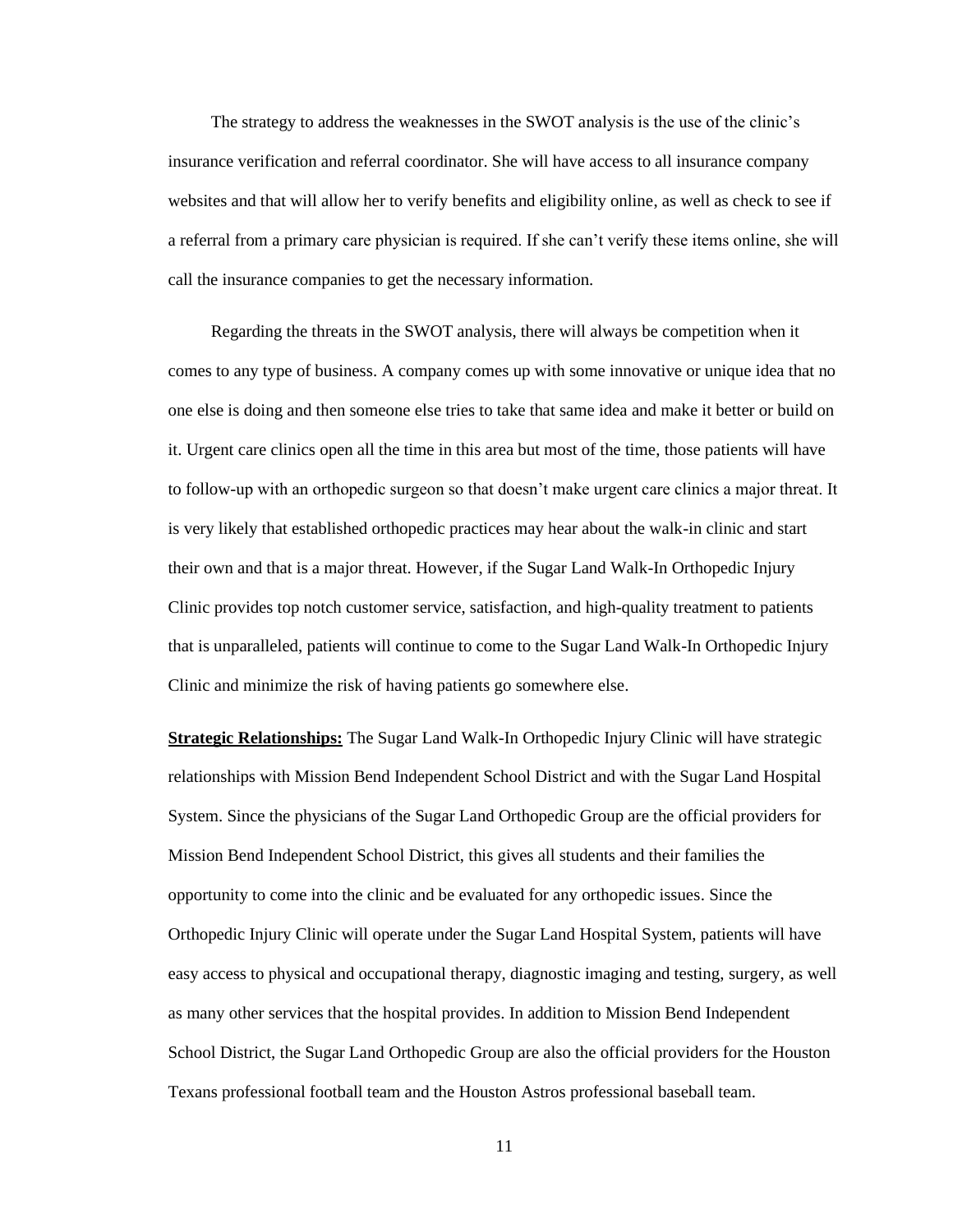The strategy to address the weaknesses in the SWOT analysis is the use of the clinic's insurance verification and referral coordinator. She will have access to all insurance company websites and that will allow her to verify benefits and eligibility online, as well as check to see if a referral from a primary care physician is required. If she can't verify these items online, she will call the insurance companies to get the necessary information.

Regarding the threats in the SWOT analysis, there will always be competition when it comes to any type of business. A company comes up with some innovative or unique idea that no one else is doing and then someone else tries to take that same idea and make it better or build on it. Urgent care clinics open all the time in this area but most of the time, those patients will have to follow-up with an orthopedic surgeon so that doesn't make urgent care clinics a major threat. It is very likely that established orthopedic practices may hear about the walk-in clinic and start their own and that is a major threat. However, if the Sugar Land Walk-In Orthopedic Injury Clinic provides top notch customer service, satisfaction, and high-quality treatment to patients that is unparalleled, patients will continue to come to the Sugar Land Walk-In Orthopedic Injury Clinic and minimize the risk of having patients go somewhere else.

**Strategic Relationships:** The Sugar Land Walk-In Orthopedic Injury Clinic will have strategic relationships with Mission Bend Independent School District and with the Sugar Land Hospital System. Since the physicians of the Sugar Land Orthopedic Group are the official providers for Mission Bend Independent School District, this gives all students and their families the opportunity to come into the clinic and be evaluated for any orthopedic issues. Since the Orthopedic Injury Clinic will operate under the Sugar Land Hospital System, patients will have easy access to physical and occupational therapy, diagnostic imaging and testing, surgery, as well as many other services that the hospital provides. In addition to Mission Bend Independent School District, the Sugar Land Orthopedic Group are also the official providers for the Houston Texans professional football team and the Houston Astros professional baseball team.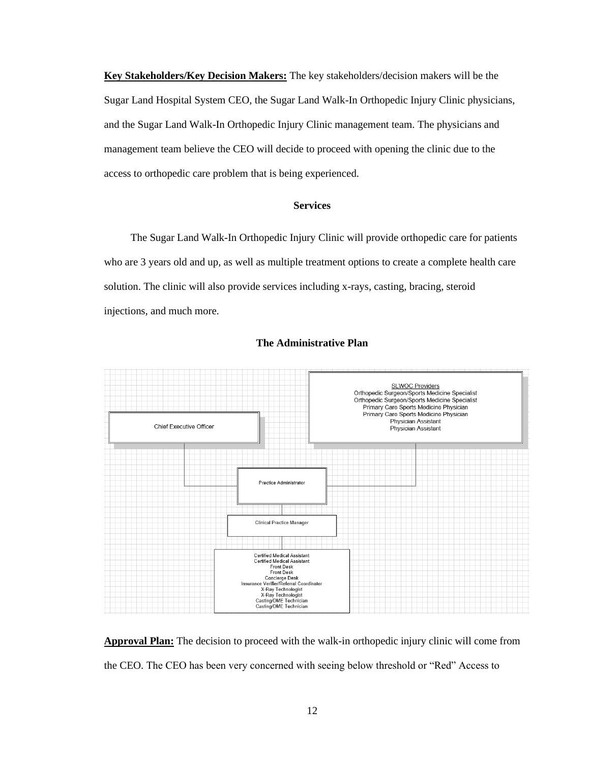**Key Stakeholders/Key Decision Makers:** The key stakeholders/decision makers will be the Sugar Land Hospital System CEO, the Sugar Land Walk-In Orthopedic Injury Clinic physicians, and the Sugar Land Walk-In Orthopedic Injury Clinic management team. The physicians and management team believe the CEO will decide to proceed with opening the clinic due to the access to orthopedic care problem that is being experienced.

## Services

The Sugar Land Walk-In Orthopedic Injury Clinic will provide orthopedic care for patients who are 3 years old and up, as well as multiple treatment options to create a complete health care solution. The clinic will also provide services including x-rays, casting, bracing, steroid injections, and much more.

## The Administrative Plan

Chief Executive Officer

SLWOC Providers
Orthopedic Surgeon/Sports Medicine Specialist
Orthopedic Surgeon/Sports Medicine Specialist
Primary Care Sports Medicine Physician
Primary Care Sports Medicine Physician
Physician Assistant
Physician Assistant

Practice Administrator

Clinical Practice Manager

Certified Medical Assistant
Certified Medical Assistant
Front Desk
Front Desk
Concierge Desk
Insurance Verifier/Referral Coordinator
X-Ray Technologist
X-Ray Technologist
Casting/DME Technician
Casting/DME Technician

**Approval Plan:** The decision to proceed with the walk-in orthopedic injury clinic will come from the CEO. The CEO has been very concerned with seeing below threshold or "Red" Access to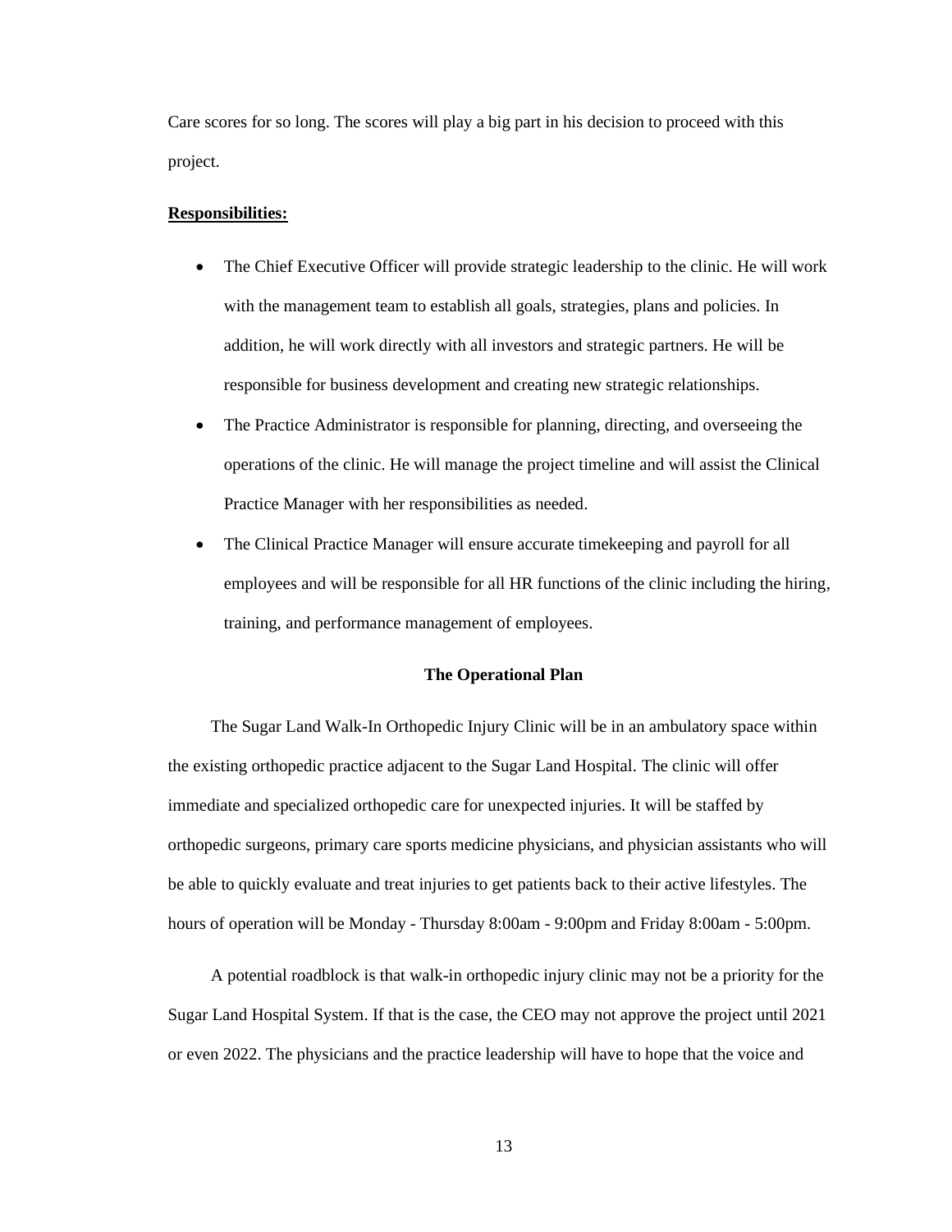Care scores for so long. The scores will play a big part in his decision to proceed with this project.

**Responsibilities:**

- The Chief Executive Officer will provide strategic leadership to the clinic. He will work with the management team to establish all goals, strategies, plans and policies. In addition, he will work directly with all investors and strategic partners. He will be responsible for business development and creating new strategic relationships.
- The Practice Administrator is responsible for planning, directing, and overseeing the operations of the clinic. He will manage the project timeline and will assist the Clinical Practice Manager with her responsibilities as needed.
- The Clinical Practice Manager will ensure accurate timekeeping and payroll for all employees and will be responsible for all HR functions of the clinic including the hiring, training, and performance management of employees.

## The Operational Plan

The Sugar Land Walk-In Orthopedic Injury Clinic will be in an ambulatory space within the existing orthopedic practice adjacent to the Sugar Land Hospital. The clinic will offer immediate and specialized orthopedic care for unexpected injuries. It will be staffed by orthopedic surgeons, primary care sports medicine physicians, and physician assistants who will be able to quickly evaluate and treat injuries to get patients back to their active lifestyles. The hours of operation will be Monday - Thursday 8:00am - 9:00pm and Friday 8:00am - 5:00pm.

A potential roadblock is that walk-in orthopedic injury clinic may not be a priority for the Sugar Land Hospital System. If that is the case, the CEO may not approve the project until 2021 or even 2022. The physicians and the practice leadership will have to hope that the voice and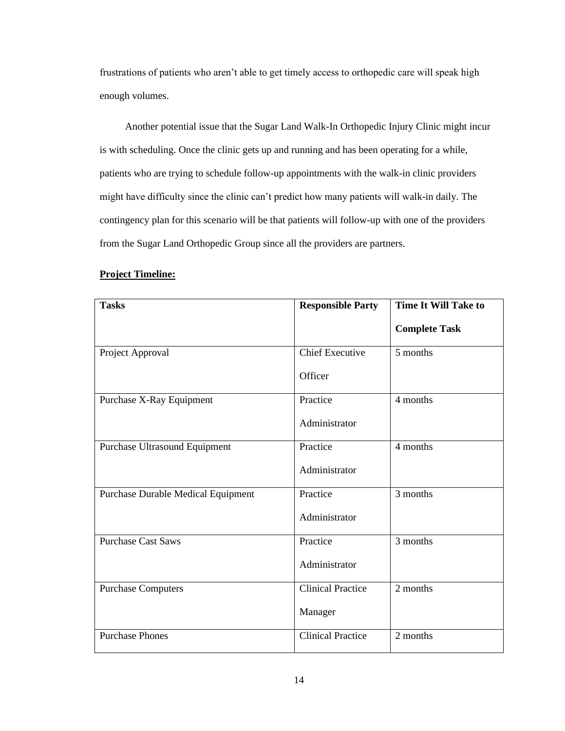frustrations of patients who aren't able to get timely access to orthopedic care will speak high enough volumes.

Another potential issue that the Sugar Land Walk-In Orthopedic Injury Clinic might incur is with scheduling. Once the clinic gets up and running and has been operating for a while, patients who are trying to schedule follow-up appointments with the walk-in clinic providers might have difficulty since the clinic can't predict how many patients will walk-in daily. The contingency plan for this scenario will be that patients will follow-up with one of the providers from the Sugar Land Orthopedic Group since all the providers are partners.

**Project Timeline:**

| Tasks | Responsible Party | Time It Will Take to Complete Task |
|---|---|---|
| Project Approval | Chief Executive Officer | 5 months |
| Purchase X-Ray Equipment | Practice Administrator | 4 months |
| Purchase Ultrasound Equipment | Practice Administrator | 4 months |
| Purchase Durable Medical Equipment | Practice Administrator | 3 months |
| Purchase Cast Saws | Practice Administrator | 3 months |
| Purchase Computers | Clinical Practice Manager | 2 months |
| Purchase Phones | Clinical Practice | 2 months |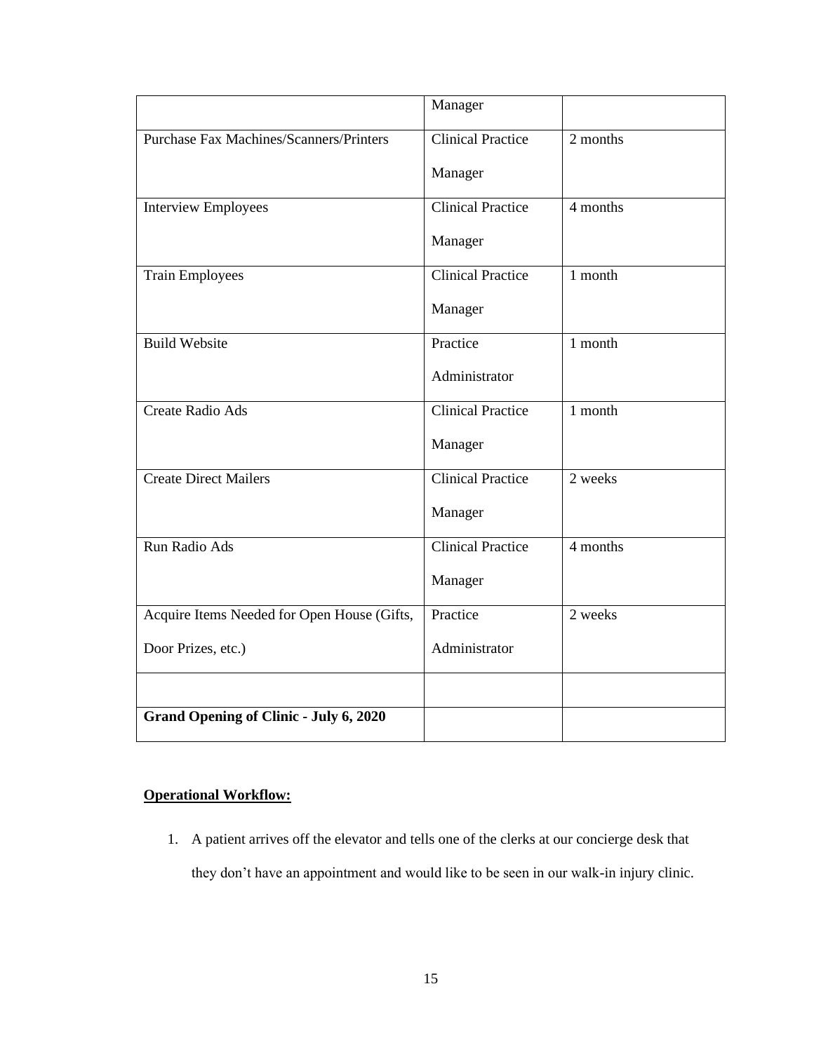| | Manager | |
|---|---|---|
| Purchase Fax Machines/Scanners/Printers | Clinical Practice Manager | 2 months |
| Interview Employees | Clinical Practice Manager | 4 months |
| Train Employees | Clinical Practice Manager | 1 month |
| Build Website | Practice Administrator | 1 month |
| Create Radio Ads | Clinical Practice Manager | 1 month |
| Create Direct Mailers | Clinical Practice Manager | 2 weeks |
| Run Radio Ads | Clinical Practice Manager | 4 months |
| Acquire Items Needed for Open House (Gifts, Door Prizes, etc.) | Practice Administrator | 2 weeks |
| | | |
| **Grand Opening of Clinic - July 6, 2020** | | |

**Operational Workflow:**

1. A patient arrives off the elevator and tells one of the clerks at our concierge desk that they don't have an appointment and would like to be seen in our walk-in injury clinic.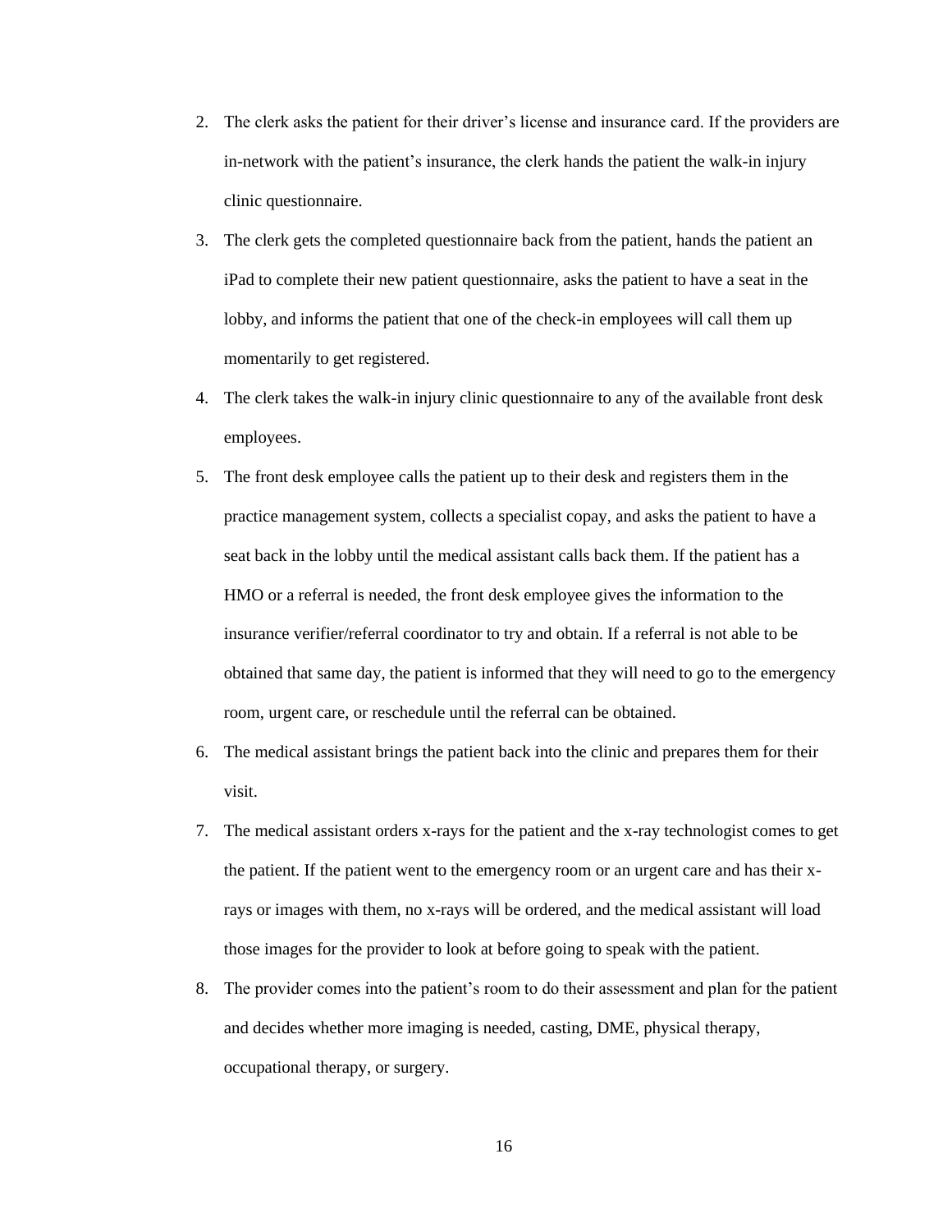2. The clerk asks the patient for their driver's license and insurance card. If the providers are in-network with the patient's insurance, the clerk hands the patient the walk-in injury clinic questionnaire.
3. The clerk gets the completed questionnaire back from the patient, hands the patient an iPad to complete their new patient questionnaire, asks the patient to have a seat in the lobby, and informs the patient that one of the check-in employees will call them up momentarily to get registered.
4. The clerk takes the walk-in injury clinic questionnaire to any of the available front desk employees.
5. The front desk employee calls the patient up to their desk and registers them in the practice management system, collects a specialist copay, and asks the patient to have a seat back in the lobby until the medical assistant calls back them. If the patient has a HMO or a referral is needed, the front desk employee gives the information to the insurance verifier/referral coordinator to try and obtain. If a referral is not able to be obtained that same day, the patient is informed that they will need to go to the emergency room, urgent care, or reschedule until the referral can be obtained.
6. The medical assistant brings the patient back into the clinic and prepares them for their visit.
7. The medical assistant orders x-rays for the patient and the x-ray technologist comes to get the patient. If the patient went to the emergency room or an urgent care and has their x-rays or images with them, no x-rays will be ordered, and the medical assistant will load those images for the provider to look at before going to speak with the patient.
8. The provider comes into the patient's room to do their assessment and plan for the patient and decides whether more imaging is needed, casting, DME, physical therapy, occupational therapy, or surgery.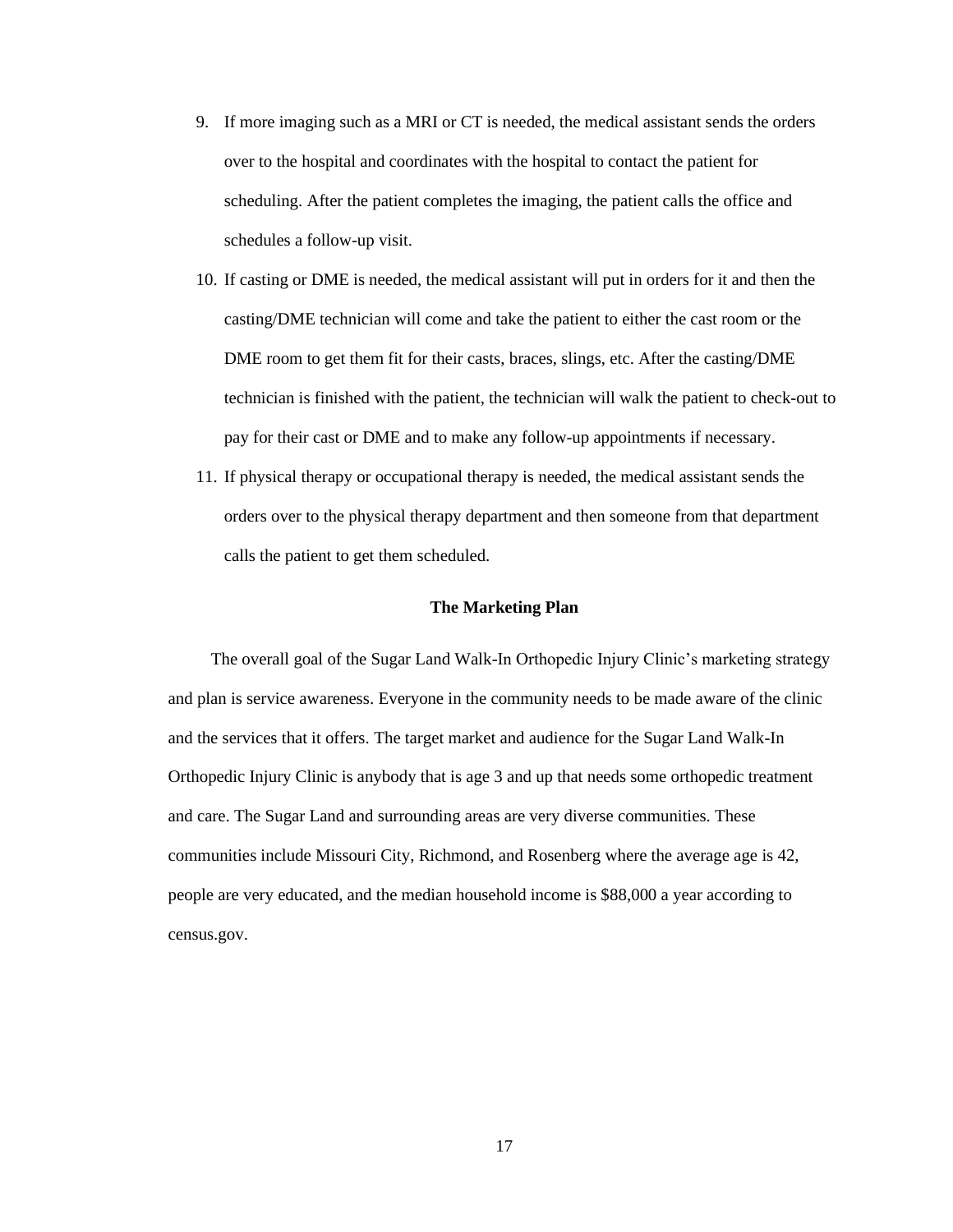9. If more imaging such as a MRI or CT is needed, the medical assistant sends the orders over to the hospital and coordinates with the hospital to contact the patient for scheduling. After the patient completes the imaging, the patient calls the office and schedules a follow-up visit.
10. If casting or DME is needed, the medical assistant will put in orders for it and then the casting/DME technician will come and take the patient to either the cast room or the DME room to get them fit for their casts, braces, slings, etc. After the casting/DME technician is finished with the patient, the technician will walk the patient to check-out to pay for their cast or DME and to make any follow-up appointments if necessary.
11. If physical therapy or occupational therapy is needed, the medical assistant sends the orders over to the physical therapy department and then someone from that department calls the patient to get them scheduled.

## The Marketing Plan

The overall goal of the Sugar Land Walk-In Orthopedic Injury Clinic's marketing strategy and plan is service awareness. Everyone in the community needs to be made aware of the clinic and the services that it offers. The target market and audience for the Sugar Land Walk-In Orthopedic Injury Clinic is anybody that is age 3 and up that needs some orthopedic treatment and care. The Sugar Land and surrounding areas are very diverse communities. These communities include Missouri City, Richmond, and Rosenberg where the average age is 42, people are very educated, and the median household income is $88,000 a year according to census.gov.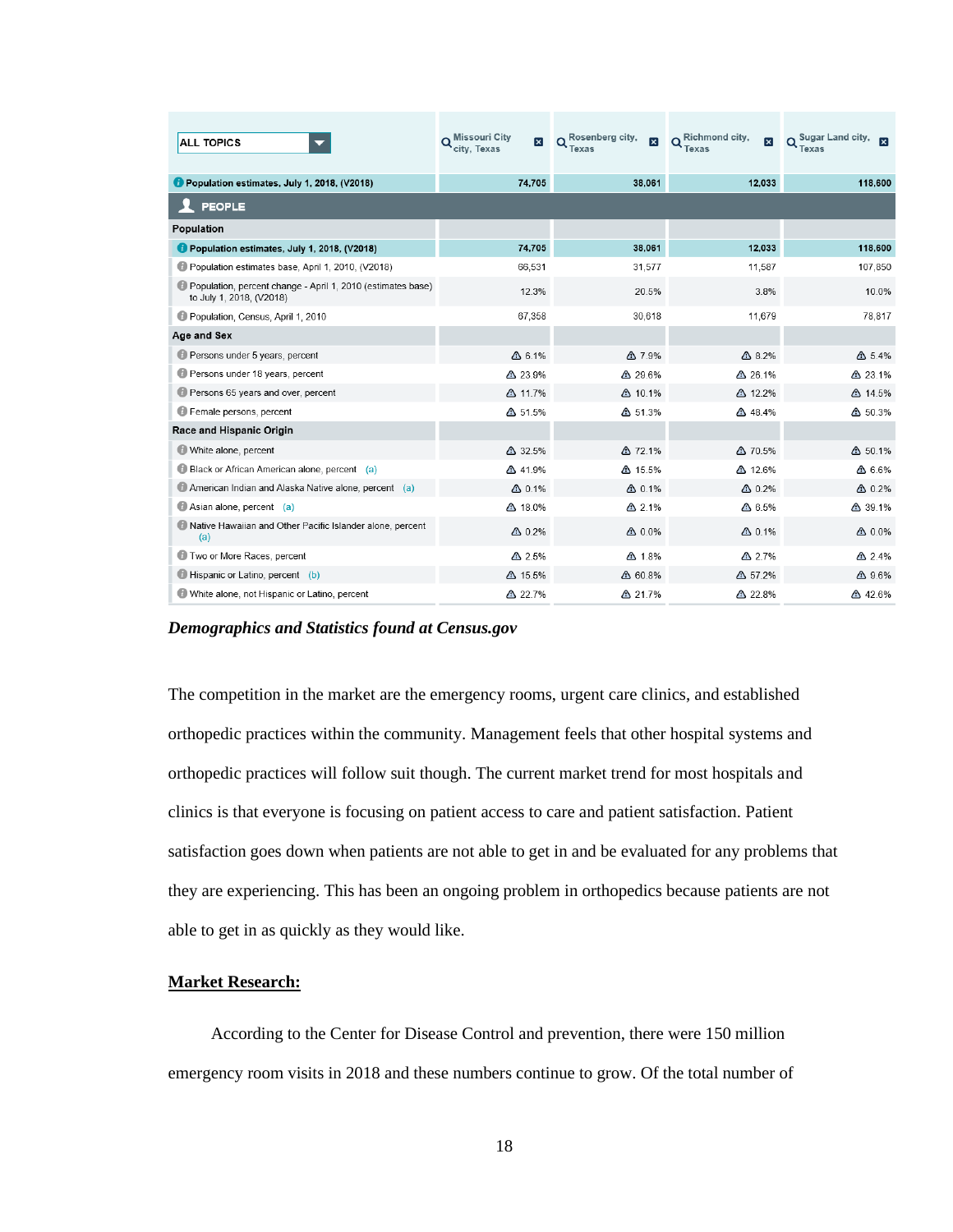| ALL TOPICS | Missouri City city, Texas | Rosenberg city, Texas | Richmond city, Texas | Sugar Land city, Texas |
|---|---|---|---|---|
| Population estimates, July 1, 2018, (V2018) | 74,705 | 38,061 | 12,033 | 118,600 |
| **PEOPLE** | | | | |
| **Population** | | | | |
| Population estimates, July 1, 2018, (V2018) | 74,705 | 38,061 | 12,033 | 118,600 |
| Population estimates base, April 1, 2010, (V2018) | 66,531 | 31,577 | 11,587 | 107,850 |
| Population, percent change - April 1, 2010 (estimates base) to July 1, 2018, (V2018) | 12.3% | 20.5% | 3.8% | 10.0% |
| Population, Census, April 1, 2010 | 67,358 | 30,618 | 11,679 | 78,817 |
| **Age and Sex** | | | | |
| Persons under 5 years, percent | 6.1% | 7.9% | 8.2% | 5.4% |
| Persons under 18 years, percent | 23.9% | 29.6% | 26.1% | 23.1% |
| Persons 65 years and over, percent | 11.7% | 10.1% | 12.2% | 14.5% |
| Female persons, percent | 51.5% | 51.3% | 48.4% | 50.3% |
| **Race and Hispanic Origin** | | | | |
| White alone, percent | 32.5% | 72.1% | 70.5% | 50.1% |
| Black or African American alone, percent (a) | 41.9% | 15.5% | 12.6% | 6.6% |
| American Indian and Alaska Native alone, percent (a) | 0.1% | 0.1% | 0.2% | 0.2% |
| Asian alone, percent (a) | 18.0% | 2.1% | 6.5% | 39.1% |
| Native Hawaiian and Other Pacific Islander alone, percent (a) | 0.2% | 0.0% | 0.1% | 0.0% |
| Two or More Races, percent | 2.5% | 1.8% | 2.7% | 2.4% |
| Hispanic or Latino, percent (b) | 15.5% | 60.8% | 57.2% | 9.6% |
| White alone, not Hispanic or Latino, percent | 22.7% | 21.7% | 22.8% | 42.6% |

***Demographics and Statistics found at Census.gov***

The competition in the market are the emergency rooms, urgent care clinics, and established orthopedic practices within the community. Management feels that other hospital systems and orthopedic practices will follow suit though. The current market trend for most hospitals and clinics is that everyone is focusing on patient access to care and patient satisfaction. Patient satisfaction goes down when patients are not able to get in and be evaluated for any problems that they are experiencing. This has been an ongoing problem in orthopedics because patients are not able to get in as quickly as they would like.

## Market Research:

According to the Center for Disease Control and prevention, there were 150 million emergency room visits in 2018 and these numbers continue to grow. Of the total number of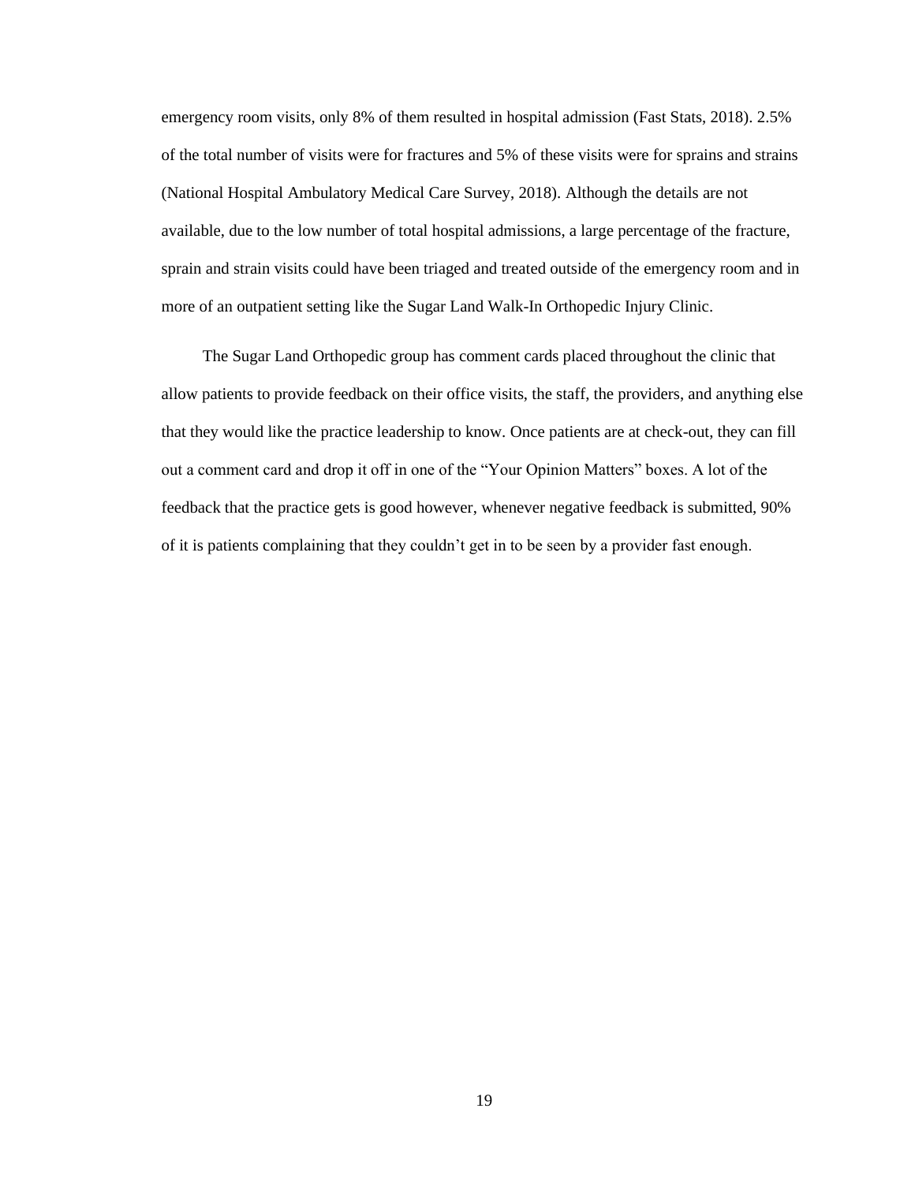emergency room visits, only 8% of them resulted in hospital admission (Fast Stats, 2018). 2.5% of the total number of visits were for fractures and 5% of these visits were for sprains and strains (National Hospital Ambulatory Medical Care Survey, 2018). Although the details are not available, due to the low number of total hospital admissions, a large percentage of the fracture, sprain and strain visits could have been triaged and treated outside of the emergency room and in more of an outpatient setting like the Sugar Land Walk-In Orthopedic Injury Clinic.

The Sugar Land Orthopedic group has comment cards placed throughout the clinic that allow patients to provide feedback on their office visits, the staff, the providers, and anything else that they would like the practice leadership to know. Once patients are at check-out, they can fill out a comment card and drop it off in one of the "Your Opinion Matters" boxes. A lot of the feedback that the practice gets is good however, whenever negative feedback is submitted, 90% of it is patients complaining that they couldn't get in to be seen by a provider fast enough.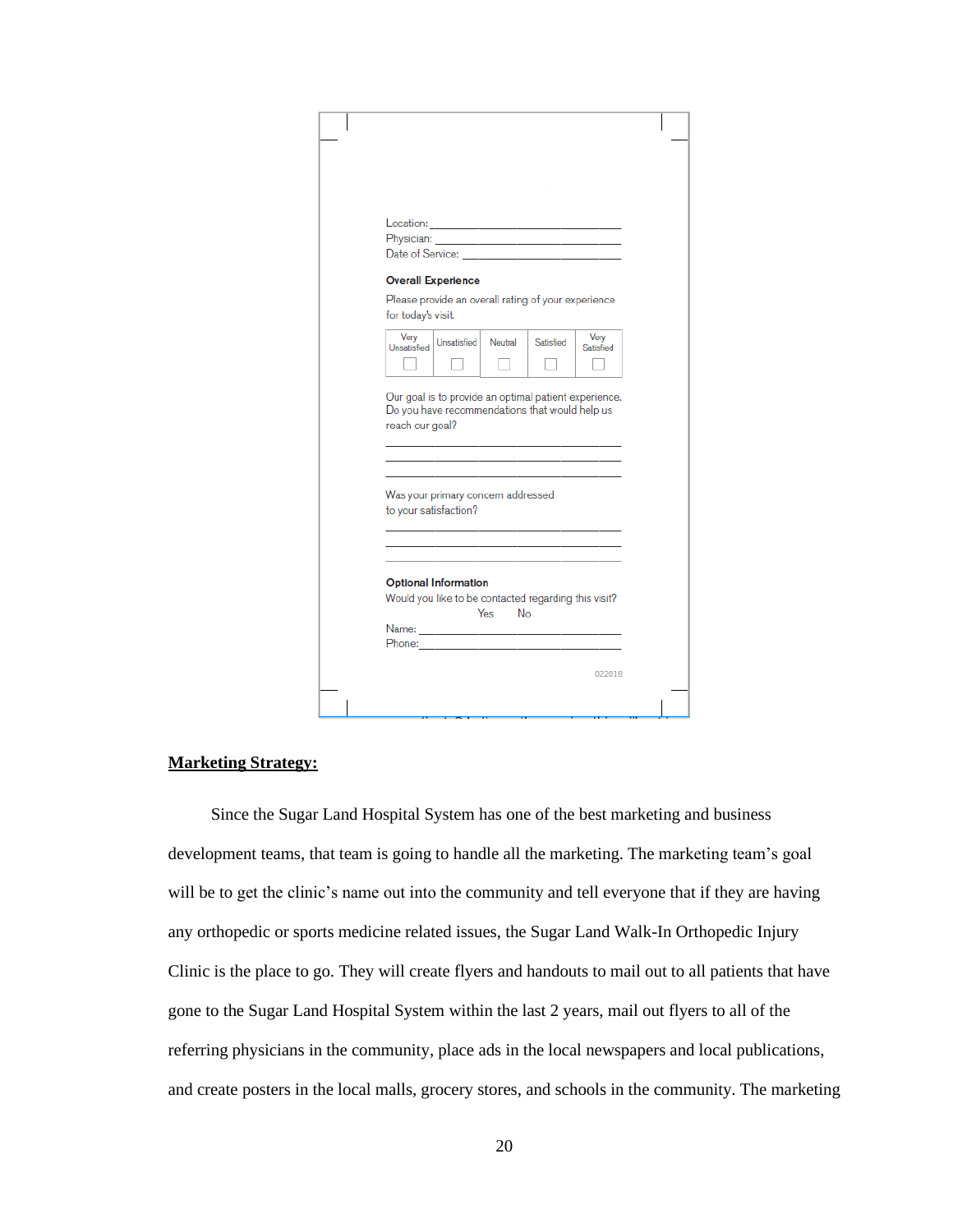Location: ___________________________________
Physician: __________________________________
Date of Service: ______________________________

**Overall Experience**

Please provide an overall rating of your experience for today's visit.

| Very Unsatisfied | Unsatisfied | Neutral | Satisfied | Very Satisfied |
|---|---|---|---|---|
| ☐ | ☐ | ☐ | ☐ | ☐ |

Our goal is to provide an optimal patient experience. Do you have recommendations that would help us reach our goal?

___________________________________________
___________________________________________
___________________________________________

Was your primary concern addressed to your satisfaction?

___________________________________________
___________________________________________
___________________________________________

**Optional Information**

Would you like to be contacted regarding this visit?

Yes    No

Name: ______________________________________
Phone: ______________________________________

022018

## Marketing Strategy:

Since the Sugar Land Hospital System has one of the best marketing and business development teams, that team is going to handle all the marketing. The marketing team's goal will be to get the clinic's name out into the community and tell everyone that if they are having any orthopedic or sports medicine related issues, the Sugar Land Walk-In Orthopedic Injury Clinic is the place to go. They will create flyers and handouts to mail out to all patients that have gone to the Sugar Land Hospital System within the last 2 years, mail out flyers to all of the referring physicians in the community, place ads in the local newspapers and local publications, and create posters in the local malls, grocery stores, and schools in the community. The marketing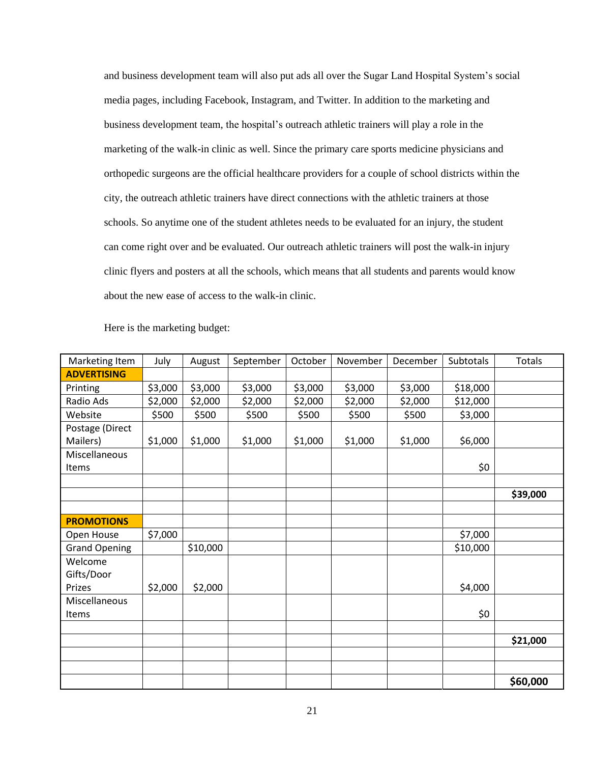and business development team will also put ads all over the Sugar Land Hospital System's social media pages, including Facebook, Instagram, and Twitter. In addition to the marketing and business development team, the hospital's outreach athletic trainers will play a role in the marketing of the walk-in clinic as well. Since the primary care sports medicine physicians and orthopedic surgeons are the official healthcare providers for a couple of school districts within the city, the outreach athletic trainers have direct connections with the athletic trainers at those schools. So anytime one of the student athletes needs to be evaluated for an injury, the student can come right over and be evaluated. Our outreach athletic trainers will post the walk-in injury clinic flyers and posters at all the schools, which means that all students and parents would know about the new ease of access to the walk-in clinic.

Here is the marketing budget:

| Marketing Item | July | August | September | October | November | December | Subtotals | Totals |
|---|---|---|---|---|---|---|---|---|
| **ADVERTISING** | | | | | | | | |
| Printing | $3,000 | $3,000 | $3,000 | $3,000 | $3,000 | $3,000 | $18,000 | |
| Radio Ads | $2,000 | $2,000 | $2,000 | $2,000 | $2,000 | $2,000 | $12,000 | |
| Website | $500 | $500 | $500 | $500 | $500 | $500 | $3,000 | |
| Postage (Direct Mailers) | $1,000 | $1,000 | $1,000 | $1,000 | $1,000 | $1,000 | $6,000 | |
| Miscellaneous Items | | | | | | | $0 | |
| | | | | | | | | |
| | | | | | | | | **$39,000** |
| | | | | | | | | |
| **PROMOTIONS** | | | | | | | | |
| Open House | $7,000 | | | | | | $7,000 | |
| Grand Opening | | $10,000 | | | | | $10,000 | |
| Welcome Gifts/Door Prizes | $2,000 | $2,000 | | | | | $4,000 | |
| Miscellaneous Items | | | | | | | $0 | |
| | | | | | | | | |
| | | | | | | | | **$21,000** |
| | | | | | | | | |
| | | | | | | | | |
| | | | | | | | | **$60,000** |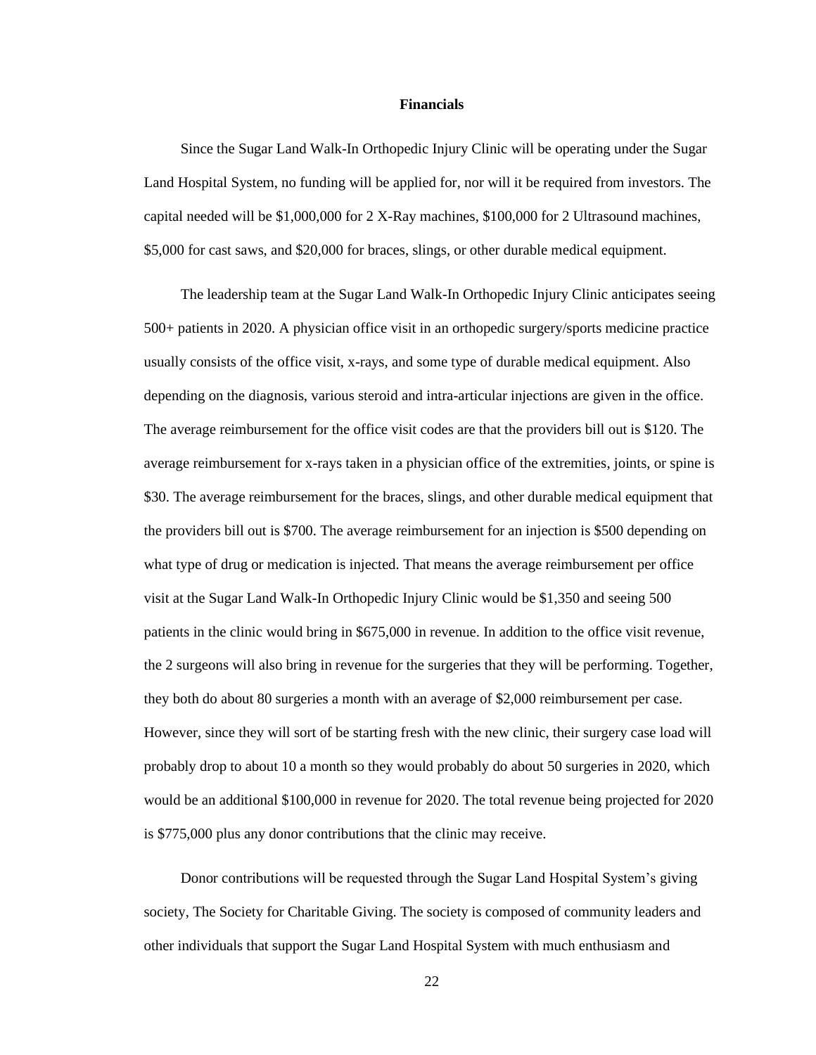## Financials

Since the Sugar Land Walk-In Orthopedic Injury Clinic will be operating under the Sugar Land Hospital System, no funding will be applied for, nor will it be required from investors. The capital needed will be $1,000,000 for 2 X-Ray machines, $100,000 for 2 Ultrasound machines, $5,000 for cast saws, and $20,000 for braces, slings, or other durable medical equipment.

The leadership team at the Sugar Land Walk-In Orthopedic Injury Clinic anticipates seeing 500+ patients in 2020. A physician office visit in an orthopedic surgery/sports medicine practice usually consists of the office visit, x-rays, and some type of durable medical equipment. Also depending on the diagnosis, various steroid and intra-articular injections are given in the office. The average reimbursement for the office visit codes are that the providers bill out is $120. The average reimbursement for x-rays taken in a physician office of the extremities, joints, or spine is $30. The average reimbursement for the braces, slings, and other durable medical equipment that the providers bill out is $700. The average reimbursement for an injection is $500 depending on what type of drug or medication is injected. That means the average reimbursement per office visit at the Sugar Land Walk-In Orthopedic Injury Clinic would be $1,350 and seeing 500 patients in the clinic would bring in $675,000 in revenue. In addition to the office visit revenue, the 2 surgeons will also bring in revenue for the surgeries that they will be performing. Together, they both do about 80 surgeries a month with an average of $2,000 reimbursement per case. However, since they will sort of be starting fresh with the new clinic, their surgery case load will probably drop to about 10 a month so they would probably do about 50 surgeries in 2020, which would be an additional $100,000 in revenue for 2020. The total revenue being projected for 2020 is $775,000 plus any donor contributions that the clinic may receive.

Donor contributions will be requested through the Sugar Land Hospital System's giving society, The Society for Charitable Giving. The society is composed of community leaders and other individuals that support the Sugar Land Hospital System with much enthusiasm and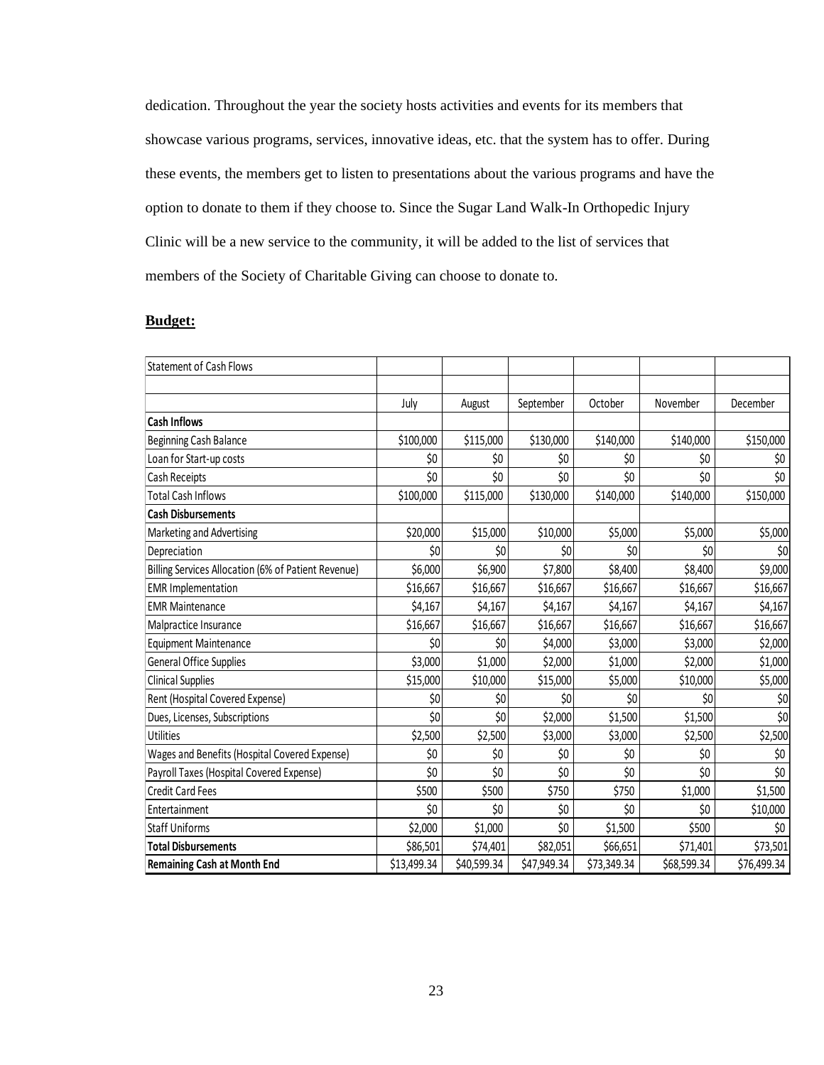dedication. Throughout the year the society hosts activities and events for its members that showcase various programs, services, innovative ideas, etc. that the system has to offer. During these events, the members get to listen to presentations about the various programs and have the option to donate to them if they choose to. Since the Sugar Land Walk-In Orthopedic Injury Clinic will be a new service to the community, it will be added to the list of services that members of the Society of Charitable Giving can choose to donate to.

**Budget:**

| Statement of Cash Flows | | | | | | |
|---|---|---|---|---|---|---|
| | | | | | | |
| | July | August | September | October | November | December |
| **Cash Inflows** | | | | | | |
| Beginning Cash Balance | $100,000 | $115,000 | $130,000 | $140,000 | $140,000 | $150,000 |
| Loan for Start-up costs | $0 | $0 | $0 | $0 | $0 | $0 |
| Cash Receipts | $0 | $0 | $0 | $0 | $0 | $0 |
| Total Cash Inflows | $100,000 | $115,000 | $130,000 | $140,000 | $140,000 | $150,000 |
| **Cash Disbursements** | | | | | | |
| Marketing and Advertising | $20,000 | $15,000 | $10,000 | $5,000 | $5,000 | $5,000 |
| Depreciation | $0 | $0 | $0 | $0 | $0 | $0 |
| Billing Services Allocation (6% of Patient Revenue) | $6,000 | $6,900 | $7,800 | $8,400 | $8,400 | $9,000 |
| EMR Implementation | $16,667 | $16,667 | $16,667 | $16,667 | $16,667 | $16,667 |
| EMR Maintenance | $4,167 | $4,167 | $4,167 | $4,167 | $4,167 | $4,167 |
| Malpractice Insurance | $16,667 | $16,667 | $16,667 | $16,667 | $16,667 | $16,667 |
| Equipment Maintenance | $0 | $0 | $4,000 | $3,000 | $3,000 | $2,000 |
| General Office Supplies | $3,000 | $1,000 | $2,000 | $1,000 | $2,000 | $1,000 |
| Clinical Supplies | $15,000 | $10,000 | $15,000 | $5,000 | $10,000 | $5,000 |
| Rent (Hospital Covered Expense) | $0 | $0 | $0 | $0 | $0 | $0 |
| Dues, Licenses, Subscriptions | $0 | $0 | $2,000 | $1,500 | $1,500 | $0 |
| Utilities | $2,500 | $2,500 | $3,000 | $3,000 | $2,500 | $2,500 |
| Wages and Benefits (Hospital Covered Expense) | $0 | $0 | $0 | $0 | $0 | $0 |
| Payroll Taxes (Hospital Covered Expense) | $0 | $0 | $0 | $0 | $0 | $0 |
| Credit Card Fees | $500 | $500 | $750 | $750 | $1,000 | $1,500 |
| Entertainment | $0 | $0 | $0 | $0 | $0 | $10,000 |
| Staff Uniforms | $2,000 | $1,000 | $0 | $1,500 | $500 | $0 |
| **Total Disbursements** | $86,501 | $74,401 | $82,051 | $66,651 | $71,401 | $73,501 |
| **Remaining Cash at Month End** | $13,499.34 | $40,599.34 | $47,949.34 | $73,349.34 | $68,599.34 | $76,499.34 |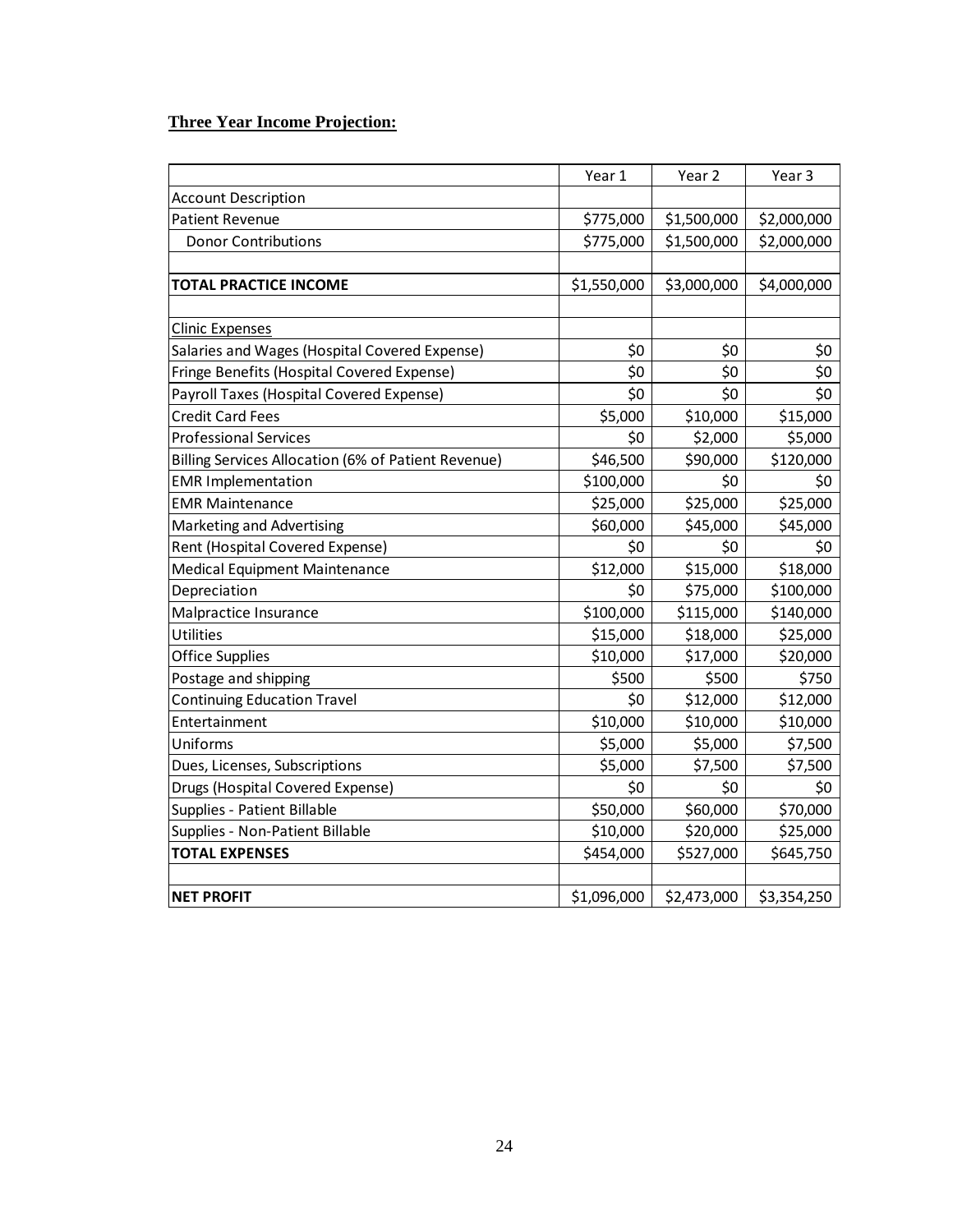**Three Year Income Projection:**

| | Year 1 | Year 2 | Year 3 |
|---|---|---|---|
| Account Description | | | |
| Patient Revenue | $775,000 | $1,500,000 | $2,000,000 |
| Donor Contributions | $775,000 | $1,500,000 | $2,000,000 |
| | | | |
| **TOTAL PRACTICE INCOME** | $1,550,000 | $3,000,000 | $4,000,000 |
| | | | |
| Clinic Expenses | | | |
| Salaries and Wages (Hospital Covered Expense) | $0 | $0 | $0 |
| Fringe Benefits (Hospital Covered Expense) | $0 | $0 | $0 |
| Payroll Taxes (Hospital Covered Expense) | $0 | $0 | $0 |
| Credit Card Fees | $5,000 | $10,000 | $15,000 |
| Professional Services | $0 | $2,000 | $5,000 |
| Billing Services Allocation (6% of Patient Revenue) | $46,500 | $90,000 | $120,000 |
| EMR Implementation | $100,000 | $0 | $0 |
| EMR Maintenance | $25,000 | $25,000 | $25,000 |
| Marketing and Advertising | $60,000 | $45,000 | $45,000 |
| Rent (Hospital Covered Expense) | $0 | $0 | $0 |
| Medical Equipment Maintenance | $12,000 | $15,000 | $18,000 |
| Depreciation | $0 | $75,000 | $100,000 |
| Malpractice Insurance | $100,000 | $115,000 | $140,000 |
| Utilities | $15,000 | $18,000 | $25,000 |
| Office Supplies | $10,000 | $17,000 | $20,000 |
| Postage and shipping | $500 | $500 | $750 |
| Continuing Education Travel | $0 | $12,000 | $12,000 |
| Entertainment | $10,000 | $10,000 | $10,000 |
| Uniforms | $5,000 | $5,000 | $7,500 |
| Dues, Licenses, Subscriptions | $5,000 | $7,500 | $7,500 |
| Drugs (Hospital Covered Expense) | $0 | $0 | $0 |
| Supplies - Patient Billable | $50,000 | $60,000 | $70,000 |
| Supplies - Non-Patient Billable | $10,000 | $20,000 | $25,000 |
| **TOTAL EXPENSES** | $454,000 | $527,000 | $645,750 |
| | | | |
| **NET PROFIT** | $1,096,000 | $2,473,000 | $3,354,250 |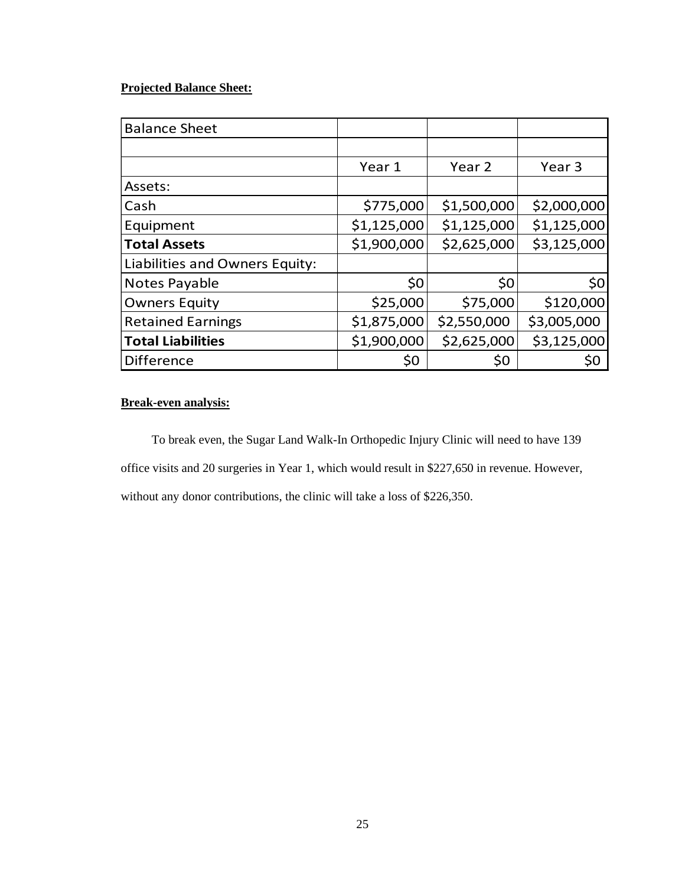**Projected Balance Sheet:**

| Balance Sheet | | | |
|---|---|---|---|
| | | | |
| | Year 1 | Year 2 | Year 3 |
| Assets: | | | |
| Cash | $775,000 | $1,500,000 | $2,000,000 |
| Equipment | $1,125,000 | $1,125,000 | $1,125,000 |
| **Total Assets** | $1,900,000 | $2,625,000 | $3,125,000 |
| Liabilities and Owners Equity: | | | |
| Notes Payable | $0 | $0 | $0 |
| Owners Equity | $25,000 | $75,000 | $120,000 |
| Retained Earnings | $1,875,000 | $2,550,000 | $3,005,000 |
| **Total Liabilities** | $1,900,000 | $2,625,000 | $3,125,000 |
| Difference | $0 | $0 | $0 |

**Break-even analysis:**

To break even, the Sugar Land Walk-In Orthopedic Injury Clinic will need to have 139 office visits and 20 surgeries in Year 1, which would result in $227,650 in revenue. However, without any donor contributions, the clinic will take a loss of $226,350.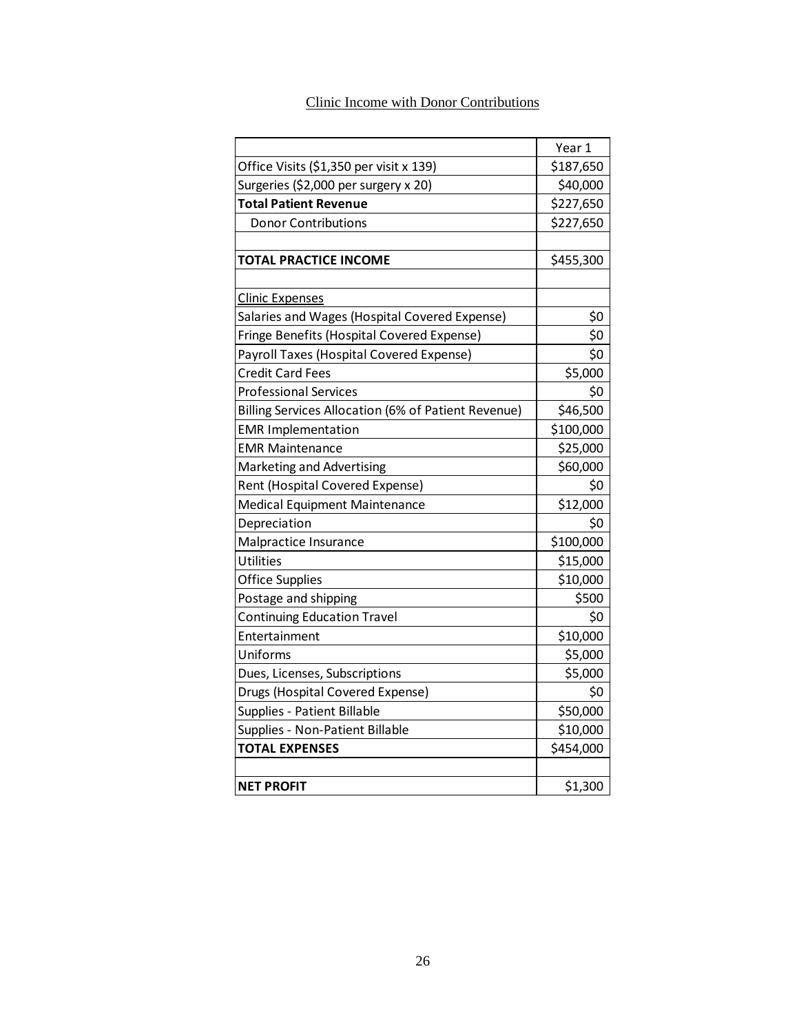Clinic Income with Donor Contributions

| | Year 1 |
|---|---|
| Office Visits ($1,350 per visit x 139) | $187,650 |
| Surgeries ($2,000 per surgery x 20) | $40,000 |
| **Total Patient Revenue** | $227,650 |
| Donor Contributions | $227,650 |
| | |
| **TOTAL PRACTICE INCOME** | $455,300 |
| | |
| Clinic Expenses | |
| Salaries and Wages (Hospital Covered Expense) | $0 |
| Fringe Benefits (Hospital Covered Expense) | $0 |
| Payroll Taxes (Hospital Covered Expense) | $0 |
| Credit Card Fees | $5,000 |
| Professional Services | $0 |
| Billing Services Allocation (6% of Patient Revenue) | $46,500 |
| EMR Implementation | $100,000 |
| EMR Maintenance | $25,000 |
| Marketing and Advertising | $60,000 |
| Rent (Hospital Covered Expense) | $0 |
| Medical Equipment Maintenance | $12,000 |
| Depreciation | $0 |
| Malpractice Insurance | $100,000 |
| Utilities | $15,000 |
| Office Supplies | $10,000 |
| Postage and shipping | $500 |
| Continuing Education Travel | $0 |
| Entertainment | $10,000 |
| Uniforms | $5,000 |
| Dues, Licenses, Subscriptions | $5,000 |
| Drugs (Hospital Covered Expense) | $0 |
| Supplies - Patient Billable | $50,000 |
| Supplies - Non-Patient Billable | $10,000 |
| **TOTAL EXPENSES** | $454,000 |
| | |
| **NET PROFIT** | $1,300 |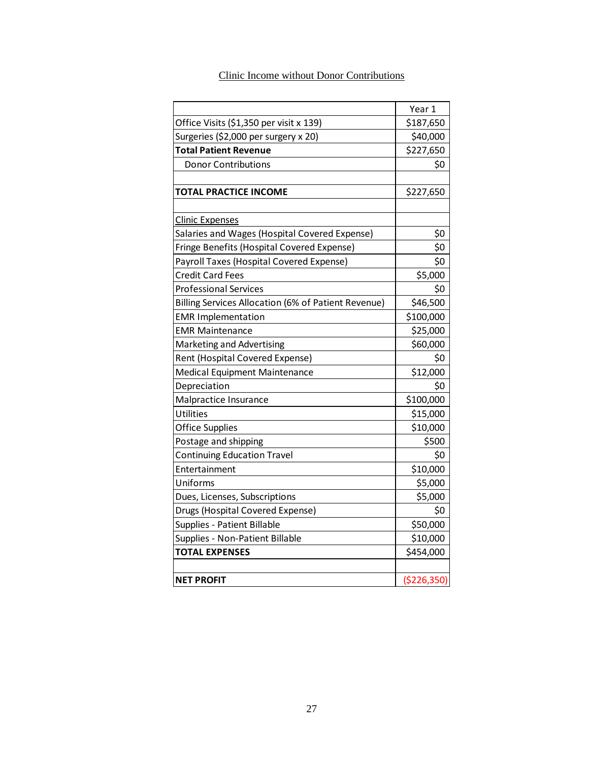Clinic Income without Donor Contributions

| | Year 1 |
|---|---|
| Office Visits ($1,350 per visit x 139) | $187,650 |
| Surgeries ($2,000 per surgery x 20) | $40,000 |
| **Total Patient Revenue** | $227,650 |
| Donor Contributions | $0 |
| | |
| **TOTAL PRACTICE INCOME** | $227,650 |
| | |
| Clinic Expenses | |
| Salaries and Wages (Hospital Covered Expense) | $0 |
| Fringe Benefits (Hospital Covered Expense) | $0 |
| Payroll Taxes (Hospital Covered Expense) | $0 |
| Credit Card Fees | $5,000 |
| Professional Services | $0 |
| Billing Services Allocation (6% of Patient Revenue) | $46,500 |
| EMR Implementation | $100,000 |
| EMR Maintenance | $25,000 |
| Marketing and Advertising | $60,000 |
| Rent (Hospital Covered Expense) | $0 |
| Medical Equipment Maintenance | $12,000 |
| Depreciation | $0 |
| Malpractice Insurance | $100,000 |
| Utilities | $15,000 |
| Office Supplies | $10,000 |
| Postage and shipping | $500 |
| Continuing Education Travel | $0 |
| Entertainment | $10,000 |
| Uniforms | $5,000 |
| Dues, Licenses, Subscriptions | $5,000 |
| Drugs (Hospital Covered Expense) | $0 |
| Supplies - Patient Billable | $50,000 |
| Supplies - Non-Patient Billable | $10,000 |
| **TOTAL EXPENSES** | $454,000 |
| | |
| **NET PROFIT** | ($226,350) |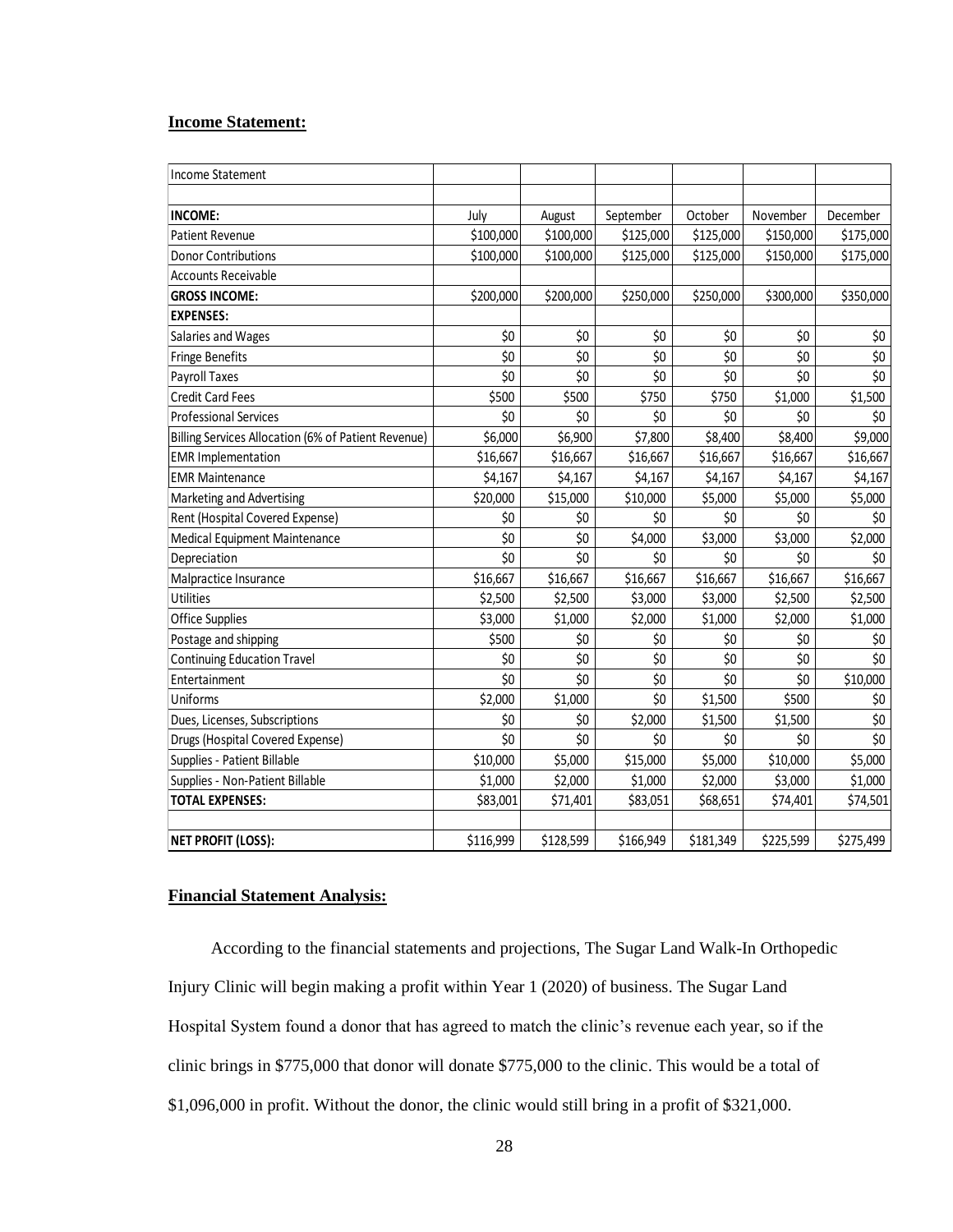**Income Statement:**

| Income Statement | | | | | | |
|---|---|---|---|---|---|---|
| | | | | | | |
| **INCOME:** | July | August | September | October | November | December |
| Patient Revenue | $100,000 | $100,000 | $125,000 | $125,000 | $150,000 | $175,000 |
| Donor Contributions | $100,000 | $100,000 | $125,000 | $125,000 | $150,000 | $175,000 |
| Accounts Receivable | | | | | | |
| **GROSS INCOME:** | $200,000 | $200,000 | $250,000 | $250,000 | $300,000 | $350,000 |
| **EXPENSES:** | | | | | | |
| Salaries and Wages | $0 | $0 | $0 | $0 | $0 | $0 |
| Fringe Benefits | $0 | $0 | $0 | $0 | $0 | $0 |
| Payroll Taxes | $0 | $0 | $0 | $0 | $0 | $0 |
| Credit Card Fees | $500 | $500 | $750 | $750 | $1,000 | $1,500 |
| Professional Services | $0 | $0 | $0 | $0 | $0 | $0 |
| Billing Services Allocation (6% of Patient Revenue) | $6,000 | $6,900 | $7,800 | $8,400 | $8,400 | $9,000 |
| EMR Implementation | $16,667 | $16,667 | $16,667 | $16,667 | $16,667 | $16,667 |
| EMR Maintenance | $4,167 | $4,167 | $4,167 | $4,167 | $4,167 | $4,167 |
| Marketing and Advertising | $20,000 | $15,000 | $10,000 | $5,000 | $5,000 | $5,000 |
| Rent (Hospital Covered Expense) | $0 | $0 | $0 | $0 | $0 | $0 |
| Medical Equipment Maintenance | $0 | $0 | $4,000 | $3,000 | $3,000 | $2,000 |
| Depreciation | $0 | $0 | $0 | $0 | $0 | $0 |
| Malpractice Insurance | $16,667 | $16,667 | $16,667 | $16,667 | $16,667 | $16,667 |
| Utilities | $2,500 | $2,500 | $3,000 | $3,000 | $2,500 | $2,500 |
| Office Supplies | $3,000 | $1,000 | $2,000 | $1,000 | $2,000 | $1,000 |
| Postage and shipping | $500 | $0 | $0 | $0 | $0 | $0 |
| Continuing Education Travel | $0 | $0 | $0 | $0 | $0 | $0 |
| Entertainment | $0 | $0 | $0 | $0 | $0 | $10,000 |
| Uniforms | $2,000 | $1,000 | $0 | $1,500 | $500 | $0 |
| Dues, Licenses, Subscriptions | $0 | $0 | $2,000 | $1,500 | $1,500 | $0 |
| Drugs (Hospital Covered Expense) | $0 | $0 | $0 | $0 | $0 | $0 |
| Supplies - Patient Billable | $10,000 | $5,000 | $15,000 | $5,000 | $10,000 | $5,000 |
| Supplies - Non-Patient Billable | $1,000 | $2,000 | $1,000 | $2,000 | $3,000 | $1,000 |
| **TOTAL EXPENSES:** | $83,001 | $71,401 | $83,051 | $68,651 | $74,401 | $74,501 |
| | | | | | | |
| **NET PROFIT (LOSS):** | $116,999 | $128,599 | $166,949 | $181,349 | $225,599 | $275,499 |

**Financial Statement Analysis:**

According to the financial statements and projections, The Sugar Land Walk-In Orthopedic Injury Clinic will begin making a profit within Year 1 (2020) of business. The Sugar Land Hospital System found a donor that has agreed to match the clinic's revenue each year, so if the clinic brings in $775,000 that donor will donate $775,000 to the clinic. This would be a total of $1,096,000 in profit. Without the donor, the clinic would still bring in a profit of $321,000.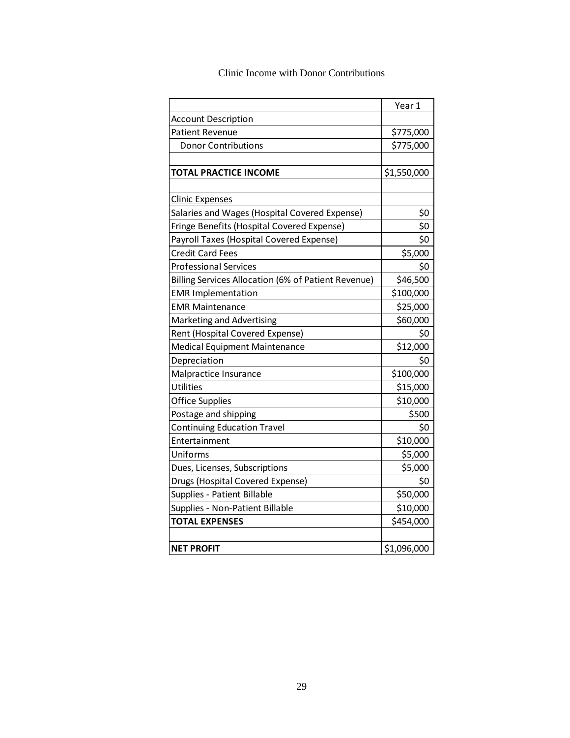Clinic Income with Donor Contributions

| | Year 1 |
|---|---|
| Account Description | |
| Patient Revenue | $775,000 |
| Donor Contributions | $775,000 |
| | |
| **TOTAL PRACTICE INCOME** | $1,550,000 |
| | |
| Clinic Expenses | |
| Salaries and Wages (Hospital Covered Expense) | $0 |
| Fringe Benefits (Hospital Covered Expense) | $0 |
| Payroll Taxes (Hospital Covered Expense) | $0 |
| Credit Card Fees | $5,000 |
| Professional Services | $0 |
| Billing Services Allocation (6% of Patient Revenue) | $46,500 |
| EMR Implementation | $100,000 |
| EMR Maintenance | $25,000 |
| Marketing and Advertising | $60,000 |
| Rent (Hospital Covered Expense) | $0 |
| Medical Equipment Maintenance | $12,000 |
| Depreciation | $0 |
| Malpractice Insurance | $100,000 |
| Utilities | $15,000 |
| Office Supplies | $10,000 |
| Postage and shipping | $500 |
| Continuing Education Travel | $0 |
| Entertainment | $10,000 |
| Uniforms | $5,000 |
| Dues, Licenses, Subscriptions | $5,000 |
| Drugs (Hospital Covered Expense) | $0 |
| Supplies - Patient Billable | $50,000 |
| Supplies - Non-Patient Billable | $10,000 |
| **TOTAL EXPENSES** | $454,000 |
| | |
| **NET PROFIT** | $1,096,000 |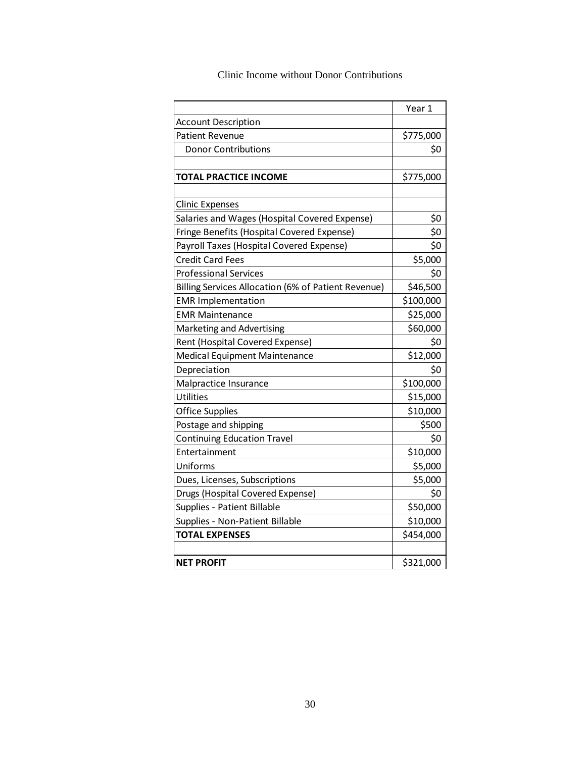Clinic Income without Donor Contributions

| | Year 1 |
|---|---|
| Account Description | |
| Patient Revenue | $775,000 |
| Donor Contributions | $0 |
| | |
| **TOTAL PRACTICE INCOME** | $775,000 |
| | |
| Clinic Expenses | |
| Salaries and Wages (Hospital Covered Expense) | $0 |
| Fringe Benefits (Hospital Covered Expense) | $0 |
| Payroll Taxes (Hospital Covered Expense) | $0 |
| Credit Card Fees | $5,000 |
| Professional Services | $0 |
| Billing Services Allocation (6% of Patient Revenue) | $46,500 |
| EMR Implementation | $100,000 |
| EMR Maintenance | $25,000 |
| Marketing and Advertising | $60,000 |
| Rent (Hospital Covered Expense) | $0 |
| Medical Equipment Maintenance | $12,000 |
| Depreciation | $0 |
| Malpractice Insurance | $100,000 |
| Utilities | $15,000 |
| Office Supplies | $10,000 |
| Postage and shipping | $500 |
| Continuing Education Travel | $0 |
| Entertainment | $10,000 |
| Uniforms | $5,000 |
| Dues, Licenses, Subscriptions | $5,000 |
| Drugs (Hospital Covered Expense) | $0 |
| Supplies - Patient Billable | $50,000 |
| Supplies - Non-Patient Billable | $10,000 |
| **TOTAL EXPENSES** | $454,000 |
| | |
| **NET PROFIT** | $321,000 |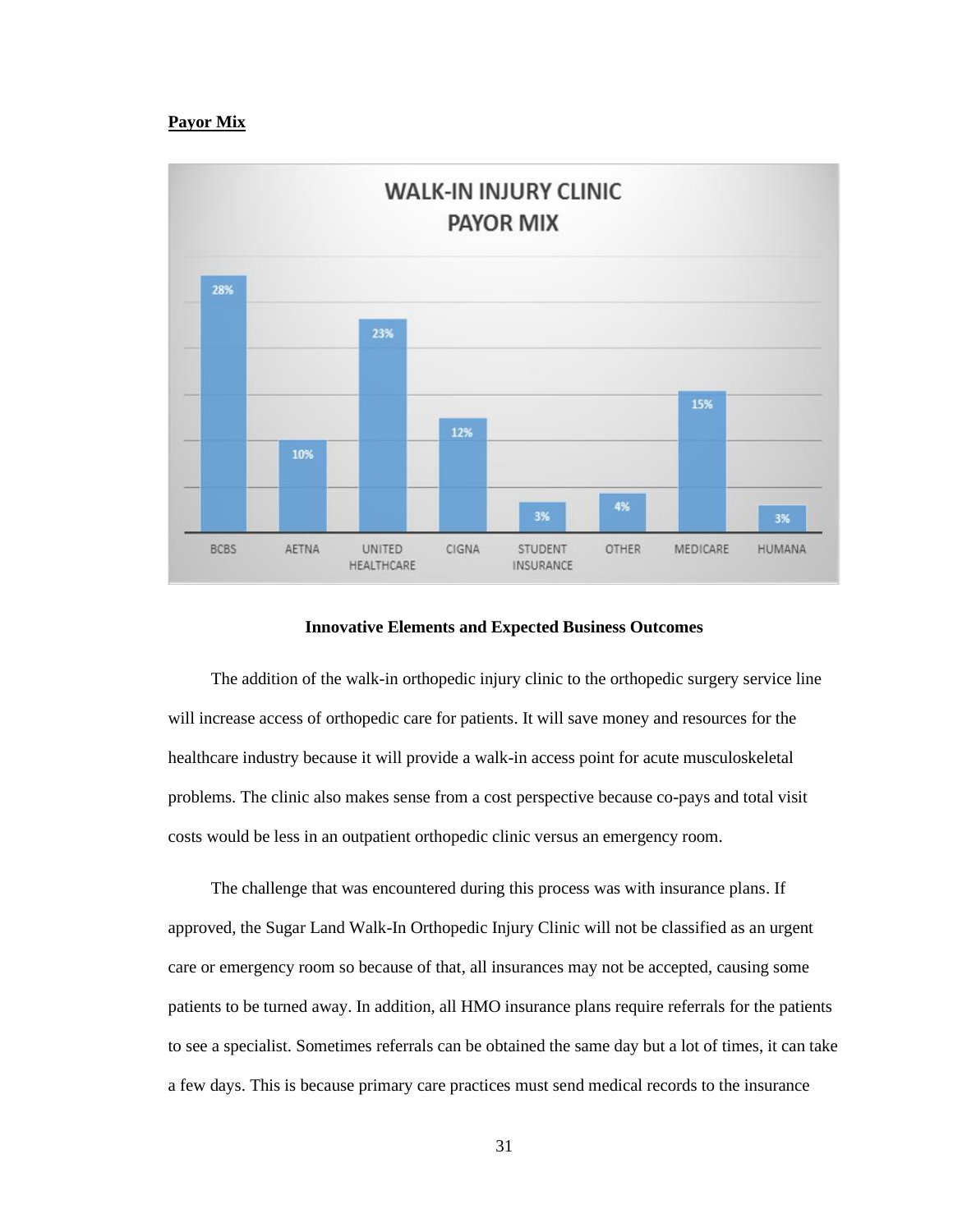**Payor Mix**

**WALK-IN INJURY CLINIC PAYOR MIX**

| BCBS | AETNA | UNITED HEALTHCARE | CIGNA | STUDENT INSURANCE | OTHER | MEDICARE | HUMANA |
|---|---|---|---|---|---|---|---|
| 28% | 10% | 23% | 12% | 3% | 4% | 15% | 3% |

**Innovative Elements and Expected Business Outcomes**

The addition of the walk-in orthopedic injury clinic to the orthopedic surgery service line will increase access of orthopedic care for patients. It will save money and resources for the healthcare industry because it will provide a walk-in access point for acute musculoskeletal problems. The clinic also makes sense from a cost perspective because co-pays and total visit costs would be less in an outpatient orthopedic clinic versus an emergency room.

The challenge that was encountered during this process was with insurance plans. If approved, the Sugar Land Walk-In Orthopedic Injury Clinic will not be classified as an urgent care or emergency room so because of that, all insurances may not be accepted, causing some patients to be turned away. In addition, all HMO insurance plans require referrals for the patients to see a specialist. Sometimes referrals can be obtained the same day but a lot of times, it can take a few days. This is because primary care practices must send medical records to the insurance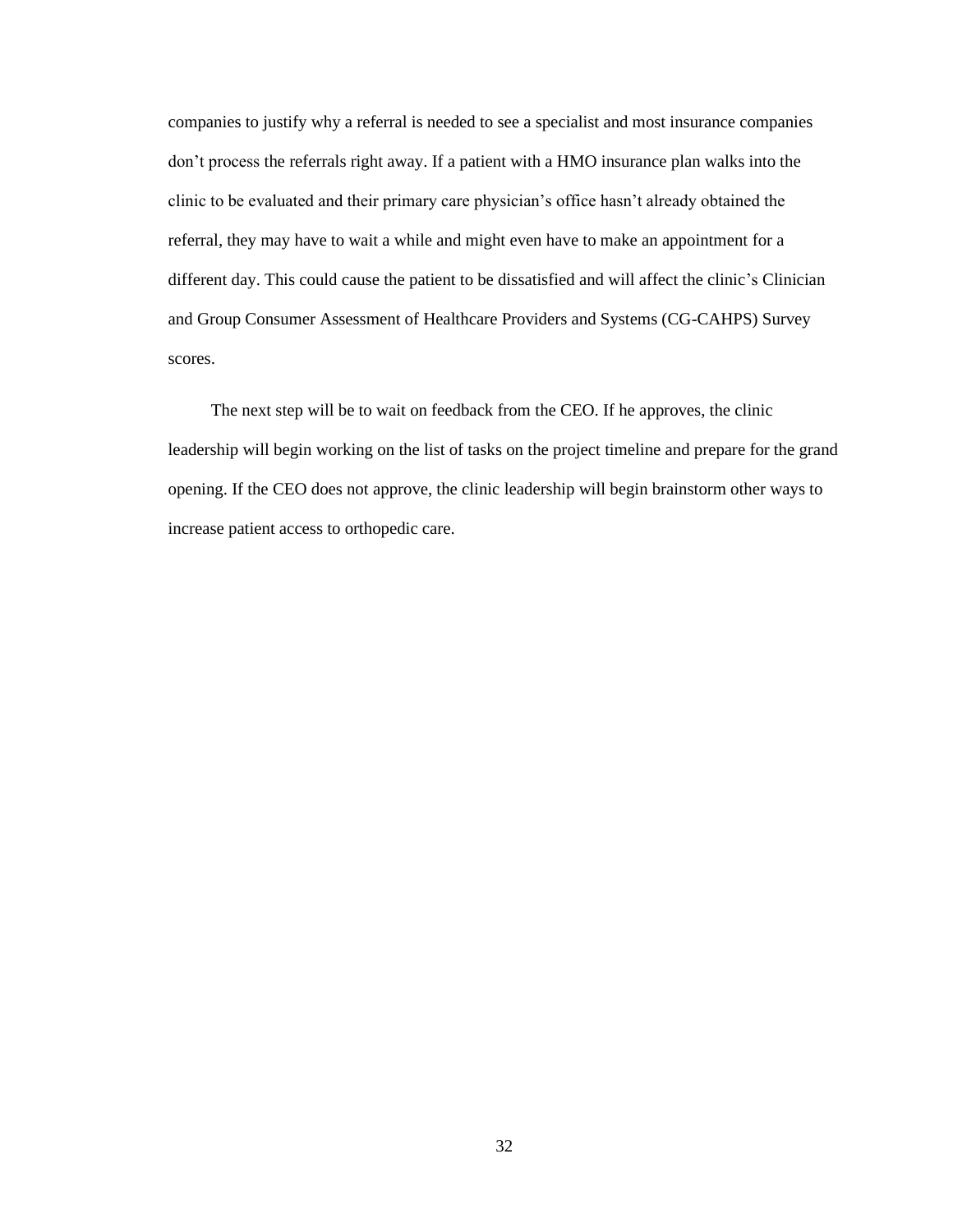companies to justify why a referral is needed to see a specialist and most insurance companies don't process the referrals right away. If a patient with a HMO insurance plan walks into the clinic to be evaluated and their primary care physician's office hasn't already obtained the referral, they may have to wait a while and might even have to make an appointment for a different day. This could cause the patient to be dissatisfied and will affect the clinic's Clinician and Group Consumer Assessment of Healthcare Providers and Systems (CG-CAHPS) Survey scores.

The next step will be to wait on feedback from the CEO. If he approves, the clinic leadership will begin working on the list of tasks on the project timeline and prepare for the grand opening. If the CEO does not approve, the clinic leadership will begin brainstorm other ways to increase patient access to orthopedic care.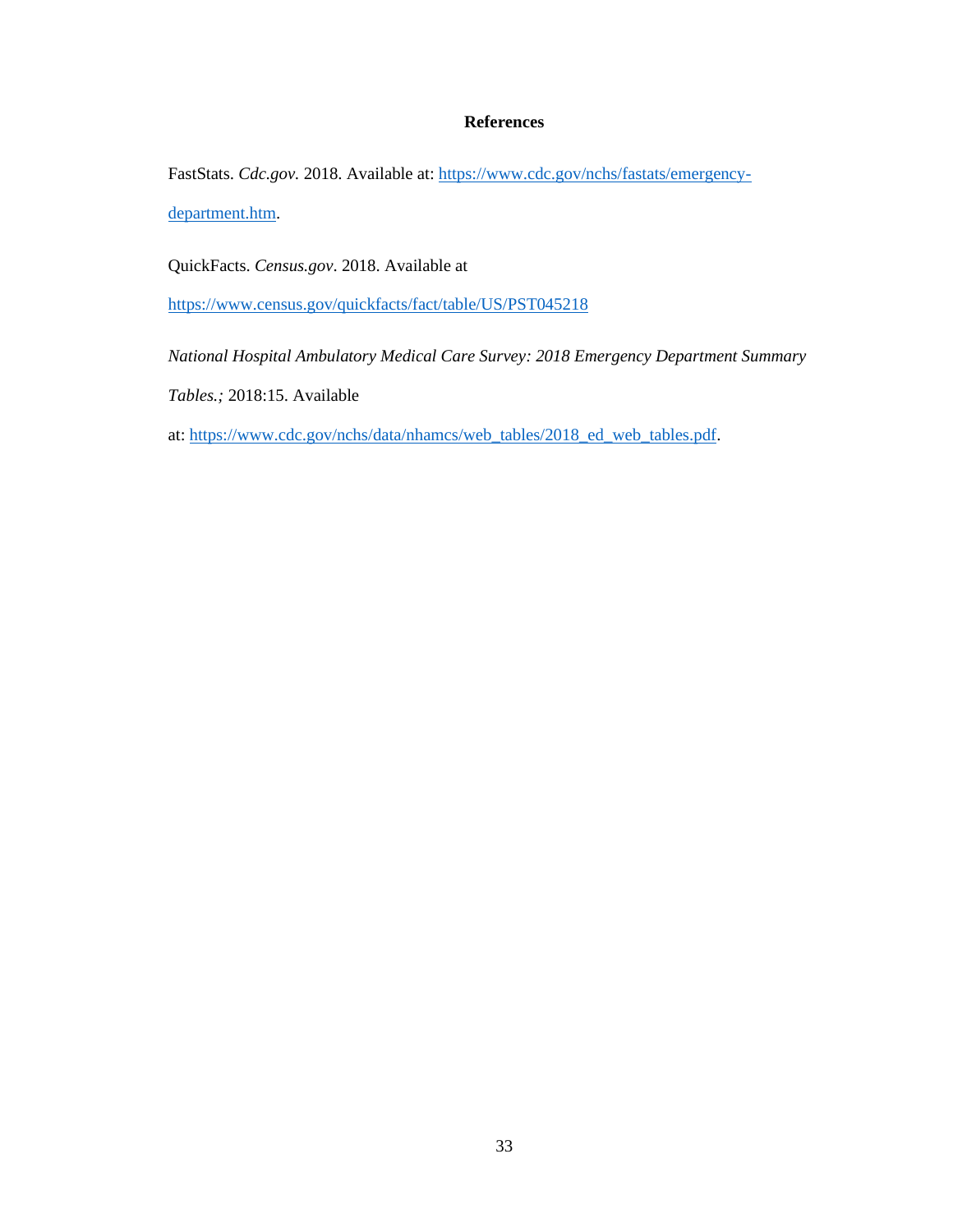# References

FastStats. *Cdc.gov.* 2018. Available at: https://www.cdc.gov/nchs/fastats/emergency-department.htm.

QuickFacts. *Census.gov*. 2018. Available at https://www.census.gov/quickfacts/fact/table/US/PST045218

*National Hospital Ambulatory Medical Care Survey: 2018 Emergency Department Summary Tables.;* 2018:15. Available at: https://www.cdc.gov/nchs/data/nhamcs/web_tables/2018_ed_web_tables.pdf.